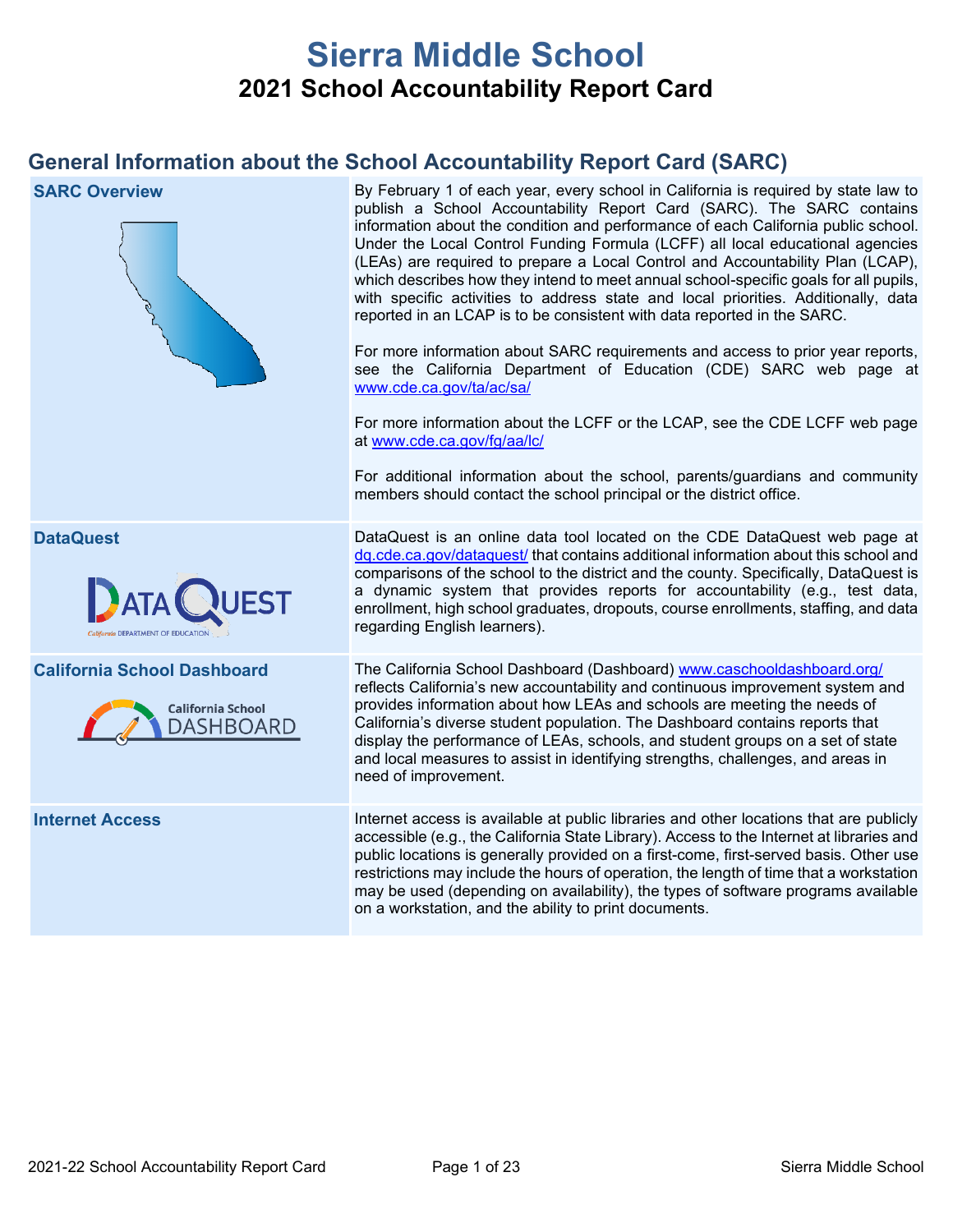# Sierra Middle School

## 2021 School Accountability Report Card

## General Information about the School Accountability Report Card (SARC)

| | |
|---|---|
| **SARC Overview** | By February 1 of each year, every school in California is required by state law to publish a School Accountability Report Card (SARC). The SARC contains information about the condition and performance of each California public school. Under the Local Control Funding Formula (LCFF) all local educational agencies (LEAs) are required to prepare a Local Control and Accountability Plan (LCAP), which describes how they intend to meet annual school-specific goals for all pupils, with specific activities to address state and local priorities. Additionally, data reported in an LCAP is to be consistent with data reported in the SARC.<br><br>For more information about SARC requirements and access to prior year reports, see the California Department of Education (CDE) SARC web page at www.cde.ca.gov/ta/ac/sa/<br><br>For more information about the LCFF or the LCAP, see the CDE LCFF web page at www.cde.ca.gov/fg/aa/lc/<br><br>For additional information about the school, parents/guardians and community members should contact the school principal or the district office. |
| **DataQuest** | DataQuest is an online data tool located on the CDE DataQuest web page at dq.cde.ca.gov/dataquest/ that contains additional information about this school and comparisons of the school to the district and the county. Specifically, DataQuest is a dynamic system that provides reports for accountability (e.g., test data, enrollment, high school graduates, dropouts, course enrollments, staffing, and data regarding English learners). |
| **California School Dashboard** | The California School Dashboard (Dashboard) www.caschooldashboard.org/ reflects California's new accountability and continuous improvement system and provides information about how LEAs and schools are meeting the needs of California's diverse student population. The Dashboard contains reports that display the performance of LEAs, schools, and student groups on a set of state and local measures to assist in identifying strengths, challenges, and areas in need of improvement. |
| **Internet Access** | Internet access is available at public libraries and other locations that are publicly accessible (e.g., the California State Library). Access to the Internet at libraries and public locations is generally provided on a first-come, first-served basis. Other use restrictions may include the hours of operation, the length of time that a workstation may be used (depending on availability), the types of software programs available on a workstation, and the ability to print documents. |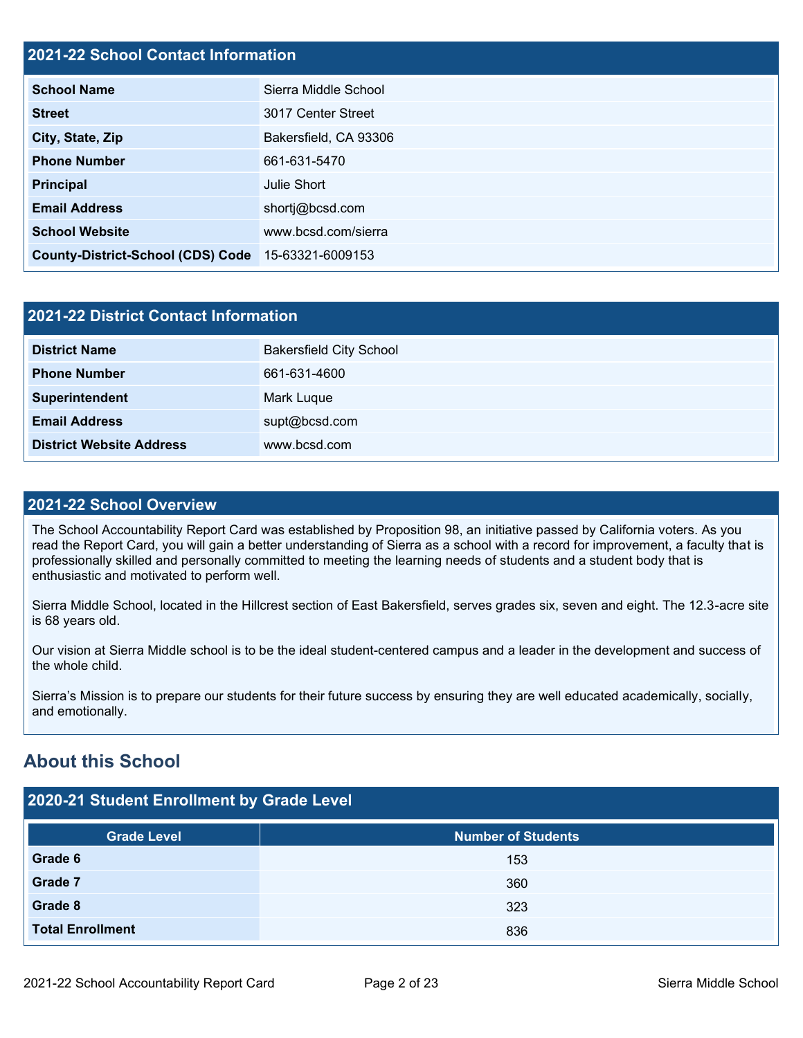## 2021-22 School Contact Information

| | |
|---|---|
| **School Name** | Sierra Middle School |
| **Street** | 3017 Center Street |
| **City, State, Zip** | Bakersfield, CA 93306 |
| **Phone Number** | 661-631-5470 |
| **Principal** | Julie Short |
| **Email Address** | shortj@bcsd.com |
| **School Website** | www.bcsd.com/sierra |
| **County-District-School (CDS) Code** | 15-63321-6009153 |

## 2021-22 District Contact Information

| | |
|---|---|
| **District Name** | Bakersfield City School |
| **Phone Number** | 661-631-4600 |
| **Superintendent** | Mark Luque |
| **Email Address** | supt@bcsd.com |
| **District Website Address** | www.bcsd.com |

## 2021-22 School Overview

The School Accountability Report Card was established by Proposition 98, an initiative passed by California voters. As you read the Report Card, you will gain a better understanding of Sierra as a school with a record for improvement, a faculty that is professionally skilled and personally committed to meeting the learning needs of students and a student body that is enthusiastic and motivated to perform well.

Sierra Middle School, located in the Hillcrest section of East Bakersfield, serves grades six, seven and eight. The 12.3-acre site is 68 years old.

Our vision at Sierra Middle school is to be the ideal student-centered campus and a leader in the development and success of the whole child.

Sierra's Mission is to prepare our students for their future success by ensuring they are well educated academically, socially, and emotionally.

# About this School

## 2020-21 Student Enrollment by Grade Level

| Grade Level | Number of Students |
|---|---|
| **Grade 6** | 153 |
| **Grade 7** | 360 |
| **Grade 8** | 323 |
| **Total Enrollment** | 836 |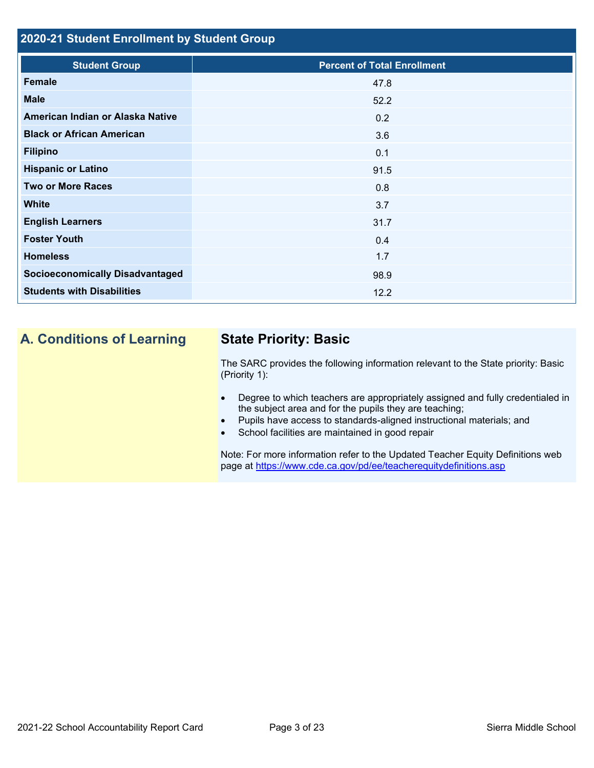## 2020-21 Student Enrollment by Student Group

| Student Group | Percent of Total Enrollment |
| --- | --- |
| **Female** | 47.8 |
| **Male** | 52.2 |
| **American Indian or Alaska Native** | 0.2 |
| **Black or African American** | 3.6 |
| **Filipino** | 0.1 |
| **Hispanic or Latino** | 91.5 |
| **Two or More Races** | 0.8 |
| **White** | 3.7 |
| **English Learners** | 31.7 |
| **Foster Youth** | 0.4 |
| **Homeless** | 1.7 |
| **Socioeconomically Disadvantaged** | 98.9 |
| **Students with Disabilities** | 12.2 |

## A. Conditions of Learning

### State Priority: Basic

The SARC provides the following information relevant to the State priority: Basic (Priority 1):

- Degree to which teachers are appropriately assigned and fully credentialed in the subject area and for the pupils they are teaching;
- Pupils have access to standards-aligned instructional materials; and
- School facilities are maintained in good repair

Note: For more information refer to the Updated Teacher Equity Definitions web page at https://www.cde.ca.gov/pd/ee/teacherequitydefinitions.asp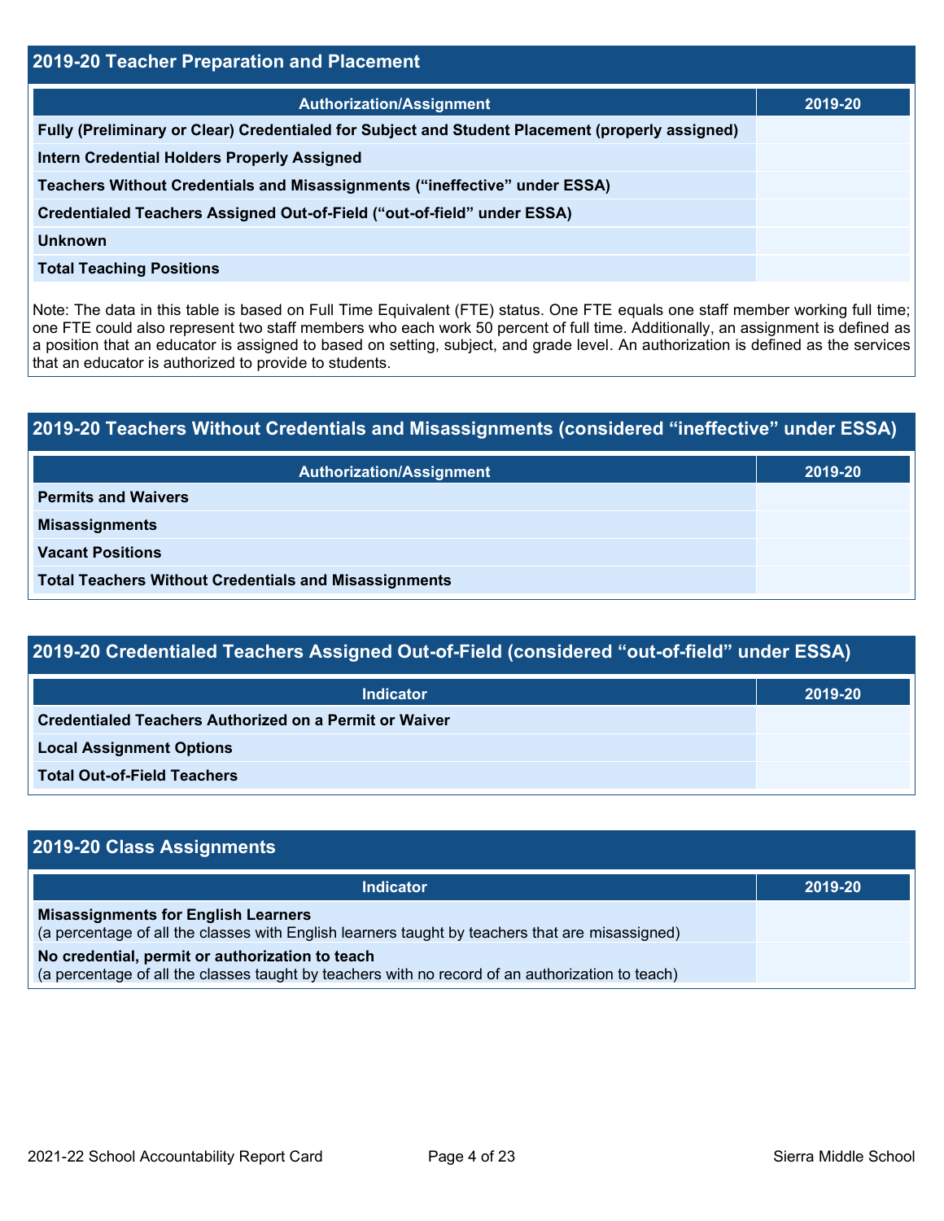## 2019-20 Teacher Preparation and Placement

| Authorization/Assignment | 2019-20 |
|---|---|
| Fully (Preliminary or Clear) Credentialed for Subject and Student Placement (properly assigned) | |
| Intern Credential Holders Properly Assigned | |
| Teachers Without Credentials and Misassignments (“ineffective” under ESSA) | |
| Credentialed Teachers Assigned Out-of-Field (“out-of-field” under ESSA) | |
| Unknown | |
| Total Teaching Positions | |

Note: The data in this table is based on Full Time Equivalent (FTE) status. One FTE equals one staff member working full time; one FTE could also represent two staff members who each work 50 percent of full time. Additionally, an assignment is defined as a position that an educator is assigned to based on setting, subject, and grade level. An authorization is defined as the services that an educator is authorized to provide to students.

## 2019-20 Teachers Without Credentials and Misassignments (considered “ineffective” under ESSA)

| Authorization/Assignment | 2019-20 |
|---|---|
| Permits and Waivers | |
| Misassignments | |
| Vacant Positions | |
| Total Teachers Without Credentials and Misassignments | |

## 2019-20 Credentialed Teachers Assigned Out-of-Field (considered “out-of-field” under ESSA)

| Indicator | 2019-20 |
|---|---|
| Credentialed Teachers Authorized on a Permit or Waiver | |
| Local Assignment Options | |
| Total Out-of-Field Teachers | |

## 2019-20 Class Assignments

| Indicator | 2019-20 |
|---|---|
| **Misassignments for English Learners** (a percentage of all the classes with English learners taught by teachers that are misassigned) | |
| **No credential, permit or authorization to teach** (a percentage of all the classes taught by teachers with no record of an authorization to teach) | |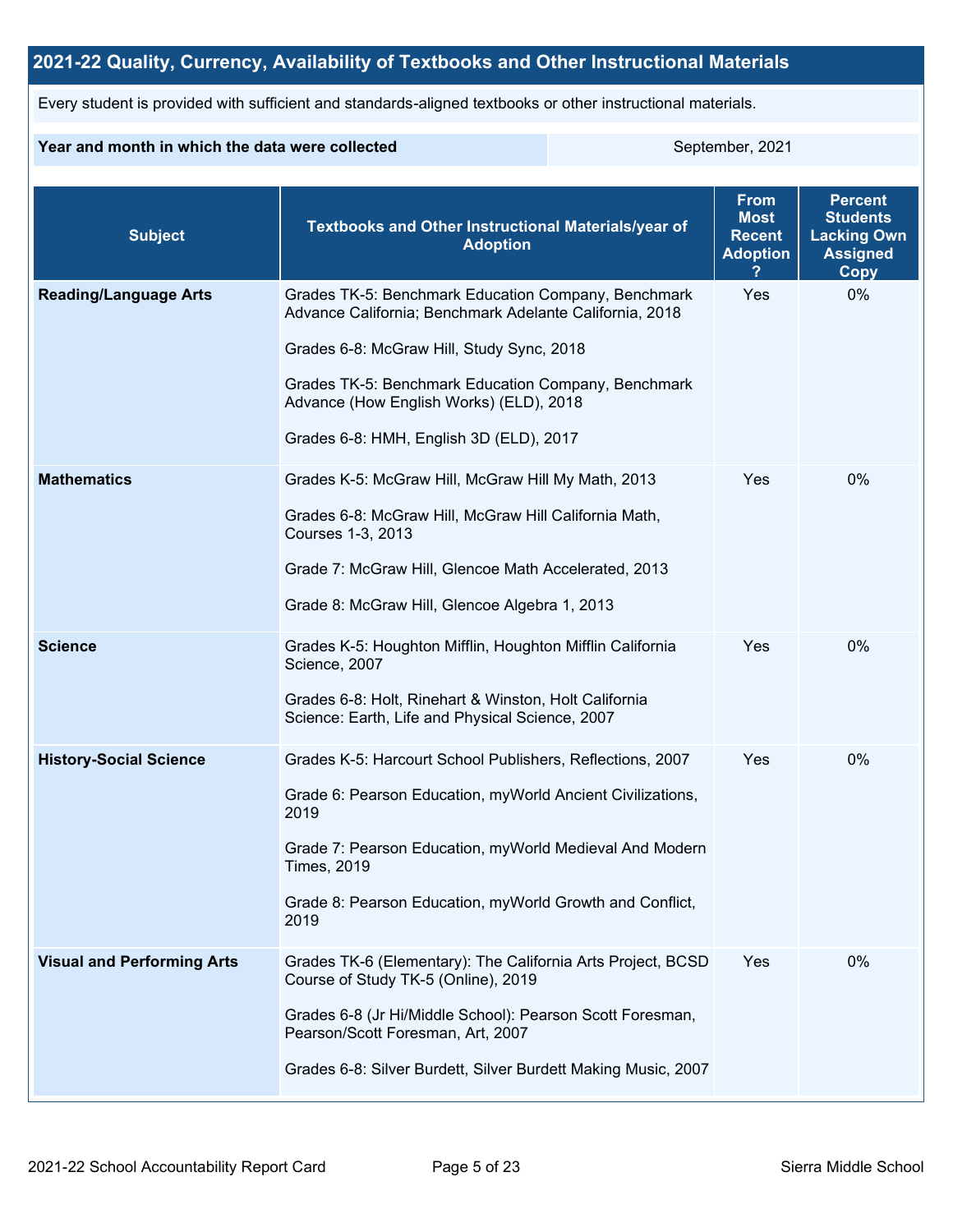## 2021-22 Quality, Currency, Availability of Textbooks and Other Instructional Materials

Every student is provided with sufficient and standards-aligned textbooks or other instructional materials.

| Year and month in which the data were collected | September, 2021 |
|---|---|

| Subject | Textbooks and Other Instructional Materials/year of Adoption | From Most Recent Adoption ? | Percent Students Lacking Own Assigned Copy |
|---|---|---|---|
| **Reading/Language Arts** | Grades TK-5: Benchmark Education Company, Benchmark Advance California; Benchmark Adelante California, 2018<br><br>Grades 6-8: McGraw Hill, Study Sync, 2018<br><br>Grades TK-5: Benchmark Education Company, Benchmark Advance (How English Works) (ELD), 2018<br><br>Grades 6-8: HMH, English 3D (ELD), 2017 | Yes | 0% |
| **Mathematics** | Grades K-5: McGraw Hill, McGraw Hill My Math, 2013<br><br>Grades 6-8: McGraw Hill, McGraw Hill California Math, Courses 1-3, 2013<br><br>Grade 7: McGraw Hill, Glencoe Math Accelerated, 2013<br><br>Grade 8: McGraw Hill, Glencoe Algebra 1, 2013 | Yes | 0% |
| **Science** | Grades K-5: Houghton Mifflin, Houghton Mifflin California Science, 2007<br><br>Grades 6-8: Holt, Rinehart & Winston, Holt California Science: Earth, Life and Physical Science, 2007 | Yes | 0% |
| **History-Social Science** | Grades K-5: Harcourt School Publishers, Reflections, 2007<br><br>Grade 6: Pearson Education, myWorld Ancient Civilizations, 2019<br><br>Grade 7: Pearson Education, myWorld Medieval And Modern Times, 2019<br><br>Grade 8: Pearson Education, myWorld Growth and Conflict, 2019 | Yes | 0% |
| **Visual and Performing Arts** | Grades TK-6 (Elementary): The California Arts Project, BCSD Course of Study TK-5 (Online), 2019<br><br>Grades 6-8 (Jr Hi/Middle School): Pearson Scott Foresman, Pearson/Scott Foresman, Art, 2007<br><br>Grades 6-8: Silver Burdett, Silver Burdett Making Music, 2007 | Yes | 0% |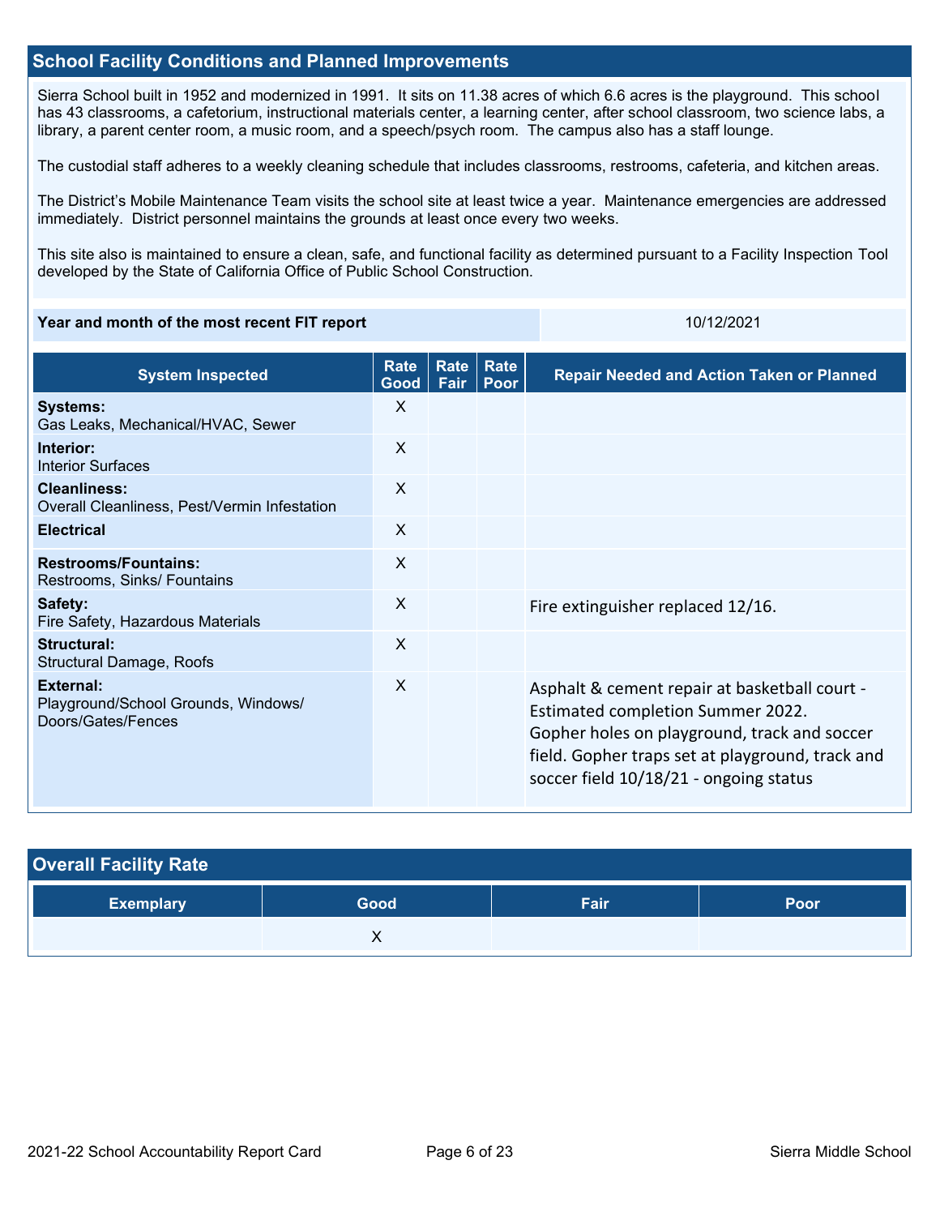## School Facility Conditions and Planned Improvements

Sierra School built in 1952 and modernized in 1991. It sits on 11.38 acres of which 6.6 acres is the playground. This school has 43 classrooms, a cafetorium, instructional materials center, a learning center, after school classroom, two science labs, a library, a parent center room, a music room, and a speech/psych room. The campus also has a staff lounge.

The custodial staff adheres to a weekly cleaning schedule that includes classrooms, restrooms, cafeteria, and kitchen areas.

The District's Mobile Maintenance Team visits the school site at least twice a year. Maintenance emergencies are addressed immediately. District personnel maintains the grounds at least once every two weeks.

This site also is maintained to ensure a clean, safe, and functional facility as determined pursuant to a Facility Inspection Tool developed by the State of California Office of Public School Construction.

| Year and month of the most recent FIT report | 10/12/2021 |
|---|---|

| System Inspected | Rate Good | Rate Fair | Rate Poor | Repair Needed and Action Taken or Planned |
|---|---|---|---|---|
| **Systems:** Gas Leaks, Mechanical/HVAC, Sewer | X | | | |
| **Interior:** Interior Surfaces | X | | | |
| **Cleanliness:** Overall Cleanliness, Pest/Vermin Infestation | X | | | |
| **Electrical** | X | | | |
| **Restrooms/Fountains:** Restrooms, Sinks/ Fountains | X | | | |
| **Safety:** Fire Safety, Hazardous Materials | X | | | Fire extinguisher replaced 12/16. |
| **Structural:** Structural Damage, Roofs | X | | | |
| **External:** Playground/School Grounds, Windows/ Doors/Gates/Fences | X | | | Asphalt & cement repair at basketball court - Estimated completion Summer 2022. Gopher holes on playground, track and soccer field. Gopher traps set at playground, track and soccer field 10/18/21 - ongoing status |

## Overall Facility Rate

| Exemplary | Good | Fair | Poor |
|---|---|---|---|
| | X | | |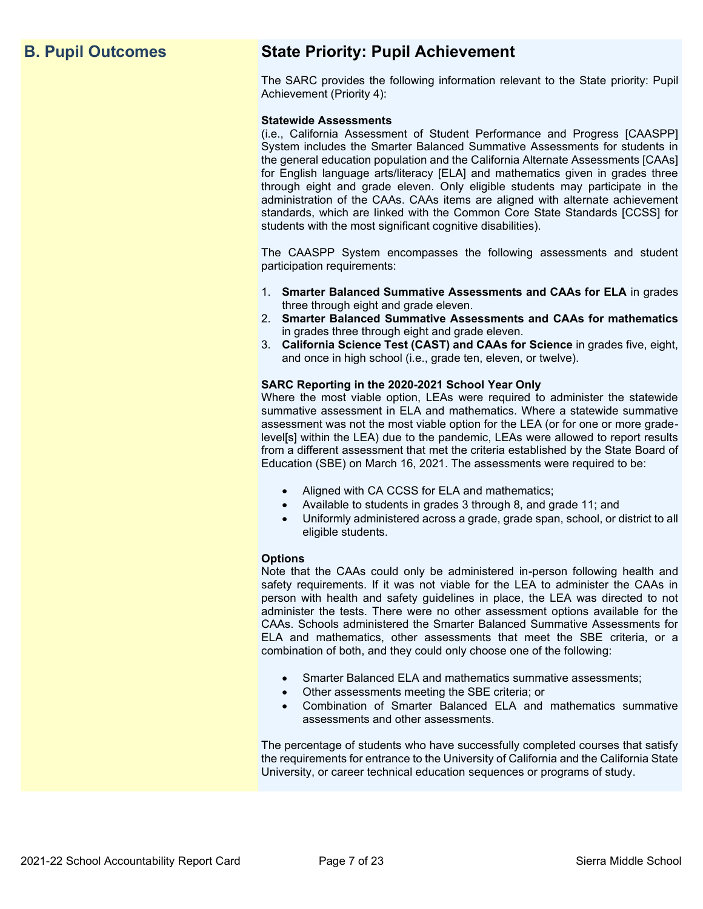## B. Pupil Outcomes

### State Priority: Pupil Achievement

The SARC provides the following information relevant to the State priority: Pupil Achievement (Priority 4):

**Statewide Assessments**
(i.e., California Assessment of Student Performance and Progress [CAASPP] System includes the Smarter Balanced Summative Assessments for students in the general education population and the California Alternate Assessments [CAAs] for English language arts/literacy [ELA] and mathematics given in grades three through eight and grade eleven. Only eligible students may participate in the administration of the CAAs. CAAs items are aligned with alternate achievement standards, which are linked with the Common Core State Standards [CCSS] for students with the most significant cognitive disabilities).

The CAASPP System encompasses the following assessments and student participation requirements:

1. **Smarter Balanced Summative Assessments and CAAs for ELA** in grades three through eight and grade eleven.
2. **Smarter Balanced Summative Assessments and CAAs for mathematics** in grades three through eight and grade eleven.
3. **California Science Test (CAST) and CAAs for Science** in grades five, eight, and once in high school (i.e., grade ten, eleven, or twelve).

**SARC Reporting in the 2020-2021 School Year Only**
Where the most viable option, LEAs were required to administer the statewide summative assessment in ELA and mathematics. Where a statewide summative assessment was not the most viable option for the LEA (or for one or more grade-level[s] within the LEA) due to the pandemic, LEAs were allowed to report results from a different assessment that met the criteria established by the State Board of Education (SBE) on March 16, 2021. The assessments were required to be:

- Aligned with CA CCSS for ELA and mathematics;
- Available to students in grades 3 through 8, and grade 11; and
- Uniformly administered across a grade, grade span, school, or district to all eligible students.

**Options**
Note that the CAAs could only be administered in-person following health and safety requirements. If it was not viable for the LEA to administer the CAAs in person with health and safety guidelines in place, the LEA was directed to not administer the tests. There were no other assessment options available for the CAAs. Schools administered the Smarter Balanced Summative Assessments for ELA and mathematics, other assessments that meet the SBE criteria, or a combination of both, and they could only choose one of the following:

- Smarter Balanced ELA and mathematics summative assessments;
- Other assessments meeting the SBE criteria; or
- Combination of Smarter Balanced ELA and mathematics summative assessments and other assessments.

The percentage of students who have successfully completed courses that satisfy the requirements for entrance to the University of California and the California State University, or career technical education sequences or programs of study.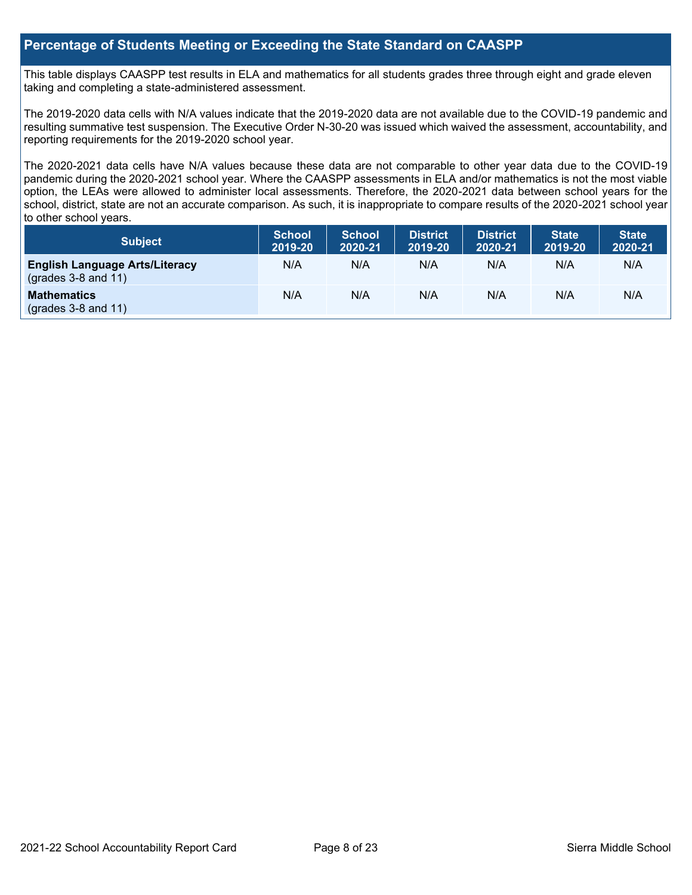## Percentage of Students Meeting or Exceeding the State Standard on CAASPP

This table displays CAASPP test results in ELA and mathematics for all students grades three through eight and grade eleven taking and completing a state-administered assessment.

The 2019-2020 data cells with N/A values indicate that the 2019-2020 data are not available due to the COVID-19 pandemic and resulting summative test suspension. The Executive Order N-30-20 was issued which waived the assessment, accountability, and reporting requirements for the 2019-2020 school year.

The 2020-2021 data cells have N/A values because these data are not comparable to other year data due to the COVID-19 pandemic during the 2020-2021 school year. Where the CAASPP assessments in ELA and/or mathematics is not the most viable option, the LEAs were allowed to administer local assessments. Therefore, the 2020-2021 data between school years for the school, district, state are not an accurate comparison. As such, it is inappropriate to compare results of the 2020-2021 school year to other school years.

| Subject | School 2019-20 | School 2020-21 | District 2019-20 | District 2020-21 | State 2019-20 | State 2020-21 |
|---|---|---|---|---|---|---|
| **English Language Arts/Literacy** (grades 3-8 and 11) | N/A | N/A | N/A | N/A | N/A | N/A |
| **Mathematics** (grades 3-8 and 11) | N/A | N/A | N/A | N/A | N/A | N/A |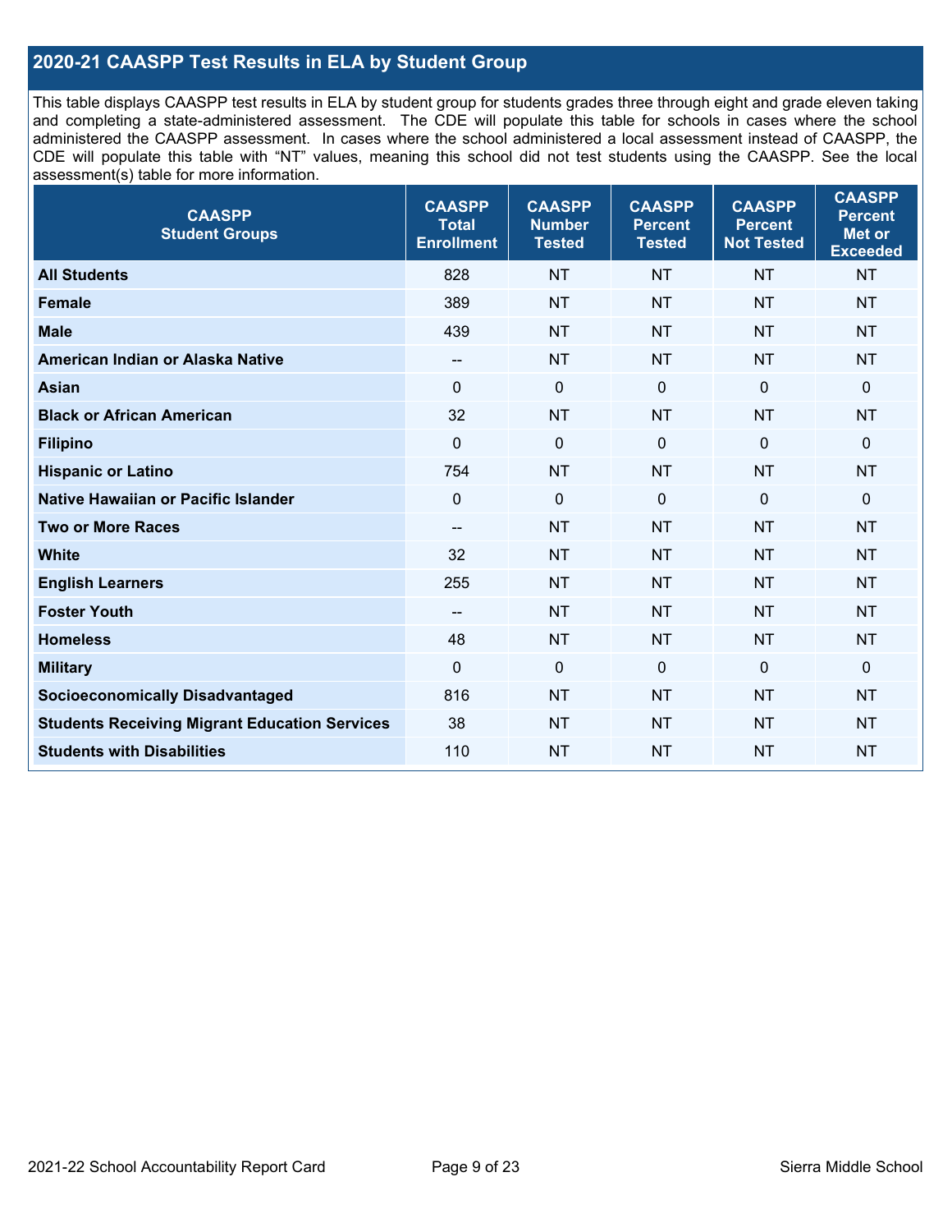## 2020-21 CAASPP Test Results in ELA by Student Group

This table displays CAASPP test results in ELA by student group for students grades three through eight and grade eleven taking and completing a state-administered assessment. The CDE will populate this table for schools in cases where the school administered the CAASPP assessment. In cases where the school administered a local assessment instead of CAASPP, the CDE will populate this table with "NT" values, meaning this school did not test students using the CAASPP. See the local assessment(s) table for more information.

| CAASPP Student Groups | CAASPP Total Enrollment | CAASPP Number Tested | CAASPP Percent Tested | CAASPP Percent Not Tested | CAASPP Percent Met or Exceeded |
|---|---|---|---|---|---|
| **All Students** | 828 | NT | NT | NT | NT |
| **Female** | 389 | NT | NT | NT | NT |
| **Male** | 439 | NT | NT | NT | NT |
| **American Indian or Alaska Native** | -- | NT | NT | NT | NT |
| **Asian** | 0 | 0 | 0 | 0 | 0 |
| **Black or African American** | 32 | NT | NT | NT | NT |
| **Filipino** | 0 | 0 | 0 | 0 | 0 |
| **Hispanic or Latino** | 754 | NT | NT | NT | NT |
| **Native Hawaiian or Pacific Islander** | 0 | 0 | 0 | 0 | 0 |
| **Two or More Races** | -- | NT | NT | NT | NT |
| **White** | 32 | NT | NT | NT | NT |
| **English Learners** | 255 | NT | NT | NT | NT |
| **Foster Youth** | -- | NT | NT | NT | NT |
| **Homeless** | 48 | NT | NT | NT | NT |
| **Military** | 0 | 0 | 0 | 0 | 0 |
| **Socioeconomically Disadvantaged** | 816 | NT | NT | NT | NT |
| **Students Receiving Migrant Education Services** | 38 | NT | NT | NT | NT |
| **Students with Disabilities** | 110 | NT | NT | NT | NT |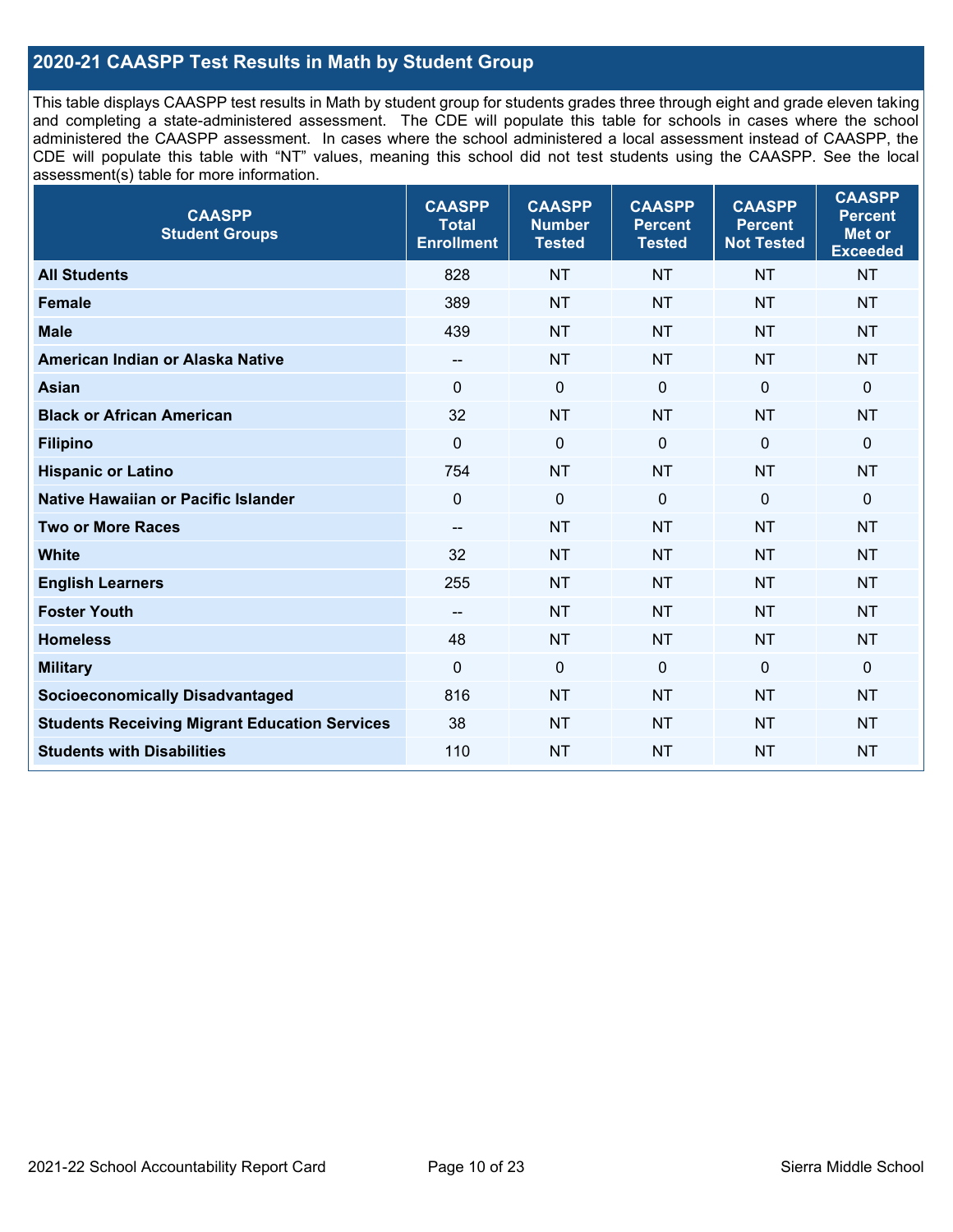## 2020-21 CAASPP Test Results in Math by Student Group

This table displays CAASPP test results in Math by student group for students grades three through eight and grade eleven taking and completing a state-administered assessment. The CDE will populate this table for schools in cases where the school administered the CAASPP assessment. In cases where the school administered a local assessment instead of CAASPP, the CDE will populate this table with "NT" values, meaning this school did not test students using the CAASPP. See the local assessment(s) table for more information.

| CAASPP Student Groups | CAASPP Total Enrollment | CAASPP Number Tested | CAASPP Percent Tested | CAASPP Percent Not Tested | CAASPP Percent Met or Exceeded |
|---|---|---|---|---|---|
| **All Students** | 828 | NT | NT | NT | NT |
| **Female** | 389 | NT | NT | NT | NT |
| **Male** | 439 | NT | NT | NT | NT |
| **American Indian or Alaska Native** | -- | NT | NT | NT | NT |
| **Asian** | 0 | 0 | 0 | 0 | 0 |
| **Black or African American** | 32 | NT | NT | NT | NT |
| **Filipino** | 0 | 0 | 0 | 0 | 0 |
| **Hispanic or Latino** | 754 | NT | NT | NT | NT |
| **Native Hawaiian or Pacific Islander** | 0 | 0 | 0 | 0 | 0 |
| **Two or More Races** | -- | NT | NT | NT | NT |
| **White** | 32 | NT | NT | NT | NT |
| **English Learners** | 255 | NT | NT | NT | NT |
| **Foster Youth** | -- | NT | NT | NT | NT |
| **Homeless** | 48 | NT | NT | NT | NT |
| **Military** | 0 | 0 | 0 | 0 | 0 |
| **Socioeconomically Disadvantaged** | 816 | NT | NT | NT | NT |
| **Students Receiving Migrant Education Services** | 38 | NT | NT | NT | NT |
| **Students with Disabilities** | 110 | NT | NT | NT | NT |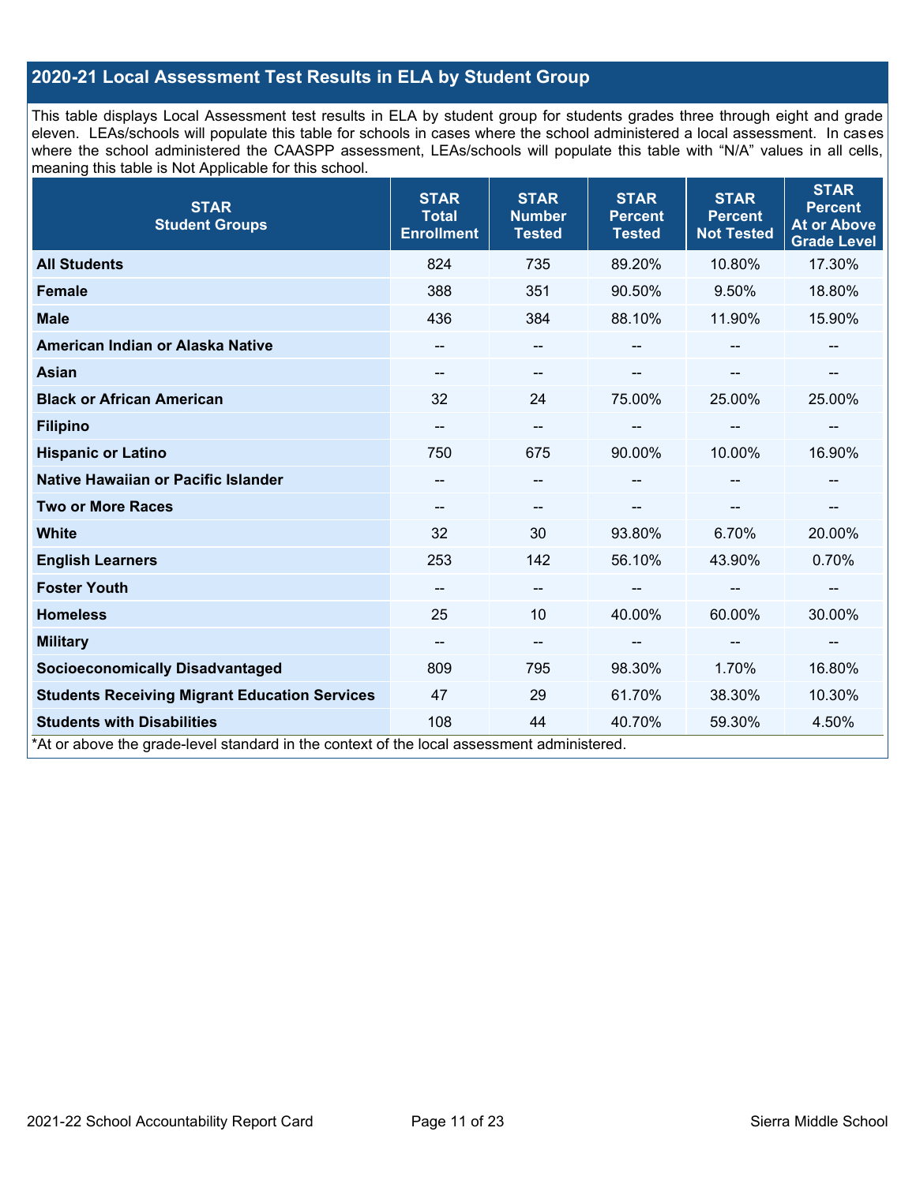## 2020-21 Local Assessment Test Results in ELA by Student Group

This table displays Local Assessment test results in ELA by student group for students grades three through eight and grade eleven. LEAs/schools will populate this table for schools in cases where the school administered a local assessment. In cases where the school administered the CAASPP assessment, LEAs/schools will populate this table with "N/A" values in all cells, meaning this table is Not Applicable for this school.

| STAR Student Groups | STAR Total Enrollment | STAR Number Tested | STAR Percent Tested | STAR Percent Not Tested | STAR Percent At or Above Grade Level |
|---|---|---|---|---|---|
| **All Students** | 824 | 735 | 89.20% | 10.80% | 17.30% |
| **Female** | 388 | 351 | 90.50% | 9.50% | 18.80% |
| **Male** | 436 | 384 | 88.10% | 11.90% | 15.90% |
| **American Indian or Alaska Native** | -- | -- | -- | -- | -- |
| **Asian** | -- | -- | -- | -- | -- |
| **Black or African American** | 32 | 24 | 75.00% | 25.00% | 25.00% |
| **Filipino** | -- | -- | -- | -- | -- |
| **Hispanic or Latino** | 750 | 675 | 90.00% | 10.00% | 16.90% |
| **Native Hawaiian or Pacific Islander** | -- | -- | -- | -- | -- |
| **Two or More Races** | -- | -- | -- | -- | -- |
| **White** | 32 | 30 | 93.80% | 6.70% | 20.00% |
| **English Learners** | 253 | 142 | 56.10% | 43.90% | 0.70% |
| **Foster Youth** | -- | -- | -- | -- | -- |
| **Homeless** | 25 | 10 | 40.00% | 60.00% | 30.00% |
| **Military** | -- | -- | -- | -- | -- |
| **Socioeconomically Disadvantaged** | 809 | 795 | 98.30% | 1.70% | 16.80% |
| **Students Receiving Migrant Education Services** | 47 | 29 | 61.70% | 38.30% | 10.30% |
| **Students with Disabilities** | 108 | 44 | 40.70% | 59.30% | 4.50% |

*At or above the grade-level standard in the context of the local assessment administered.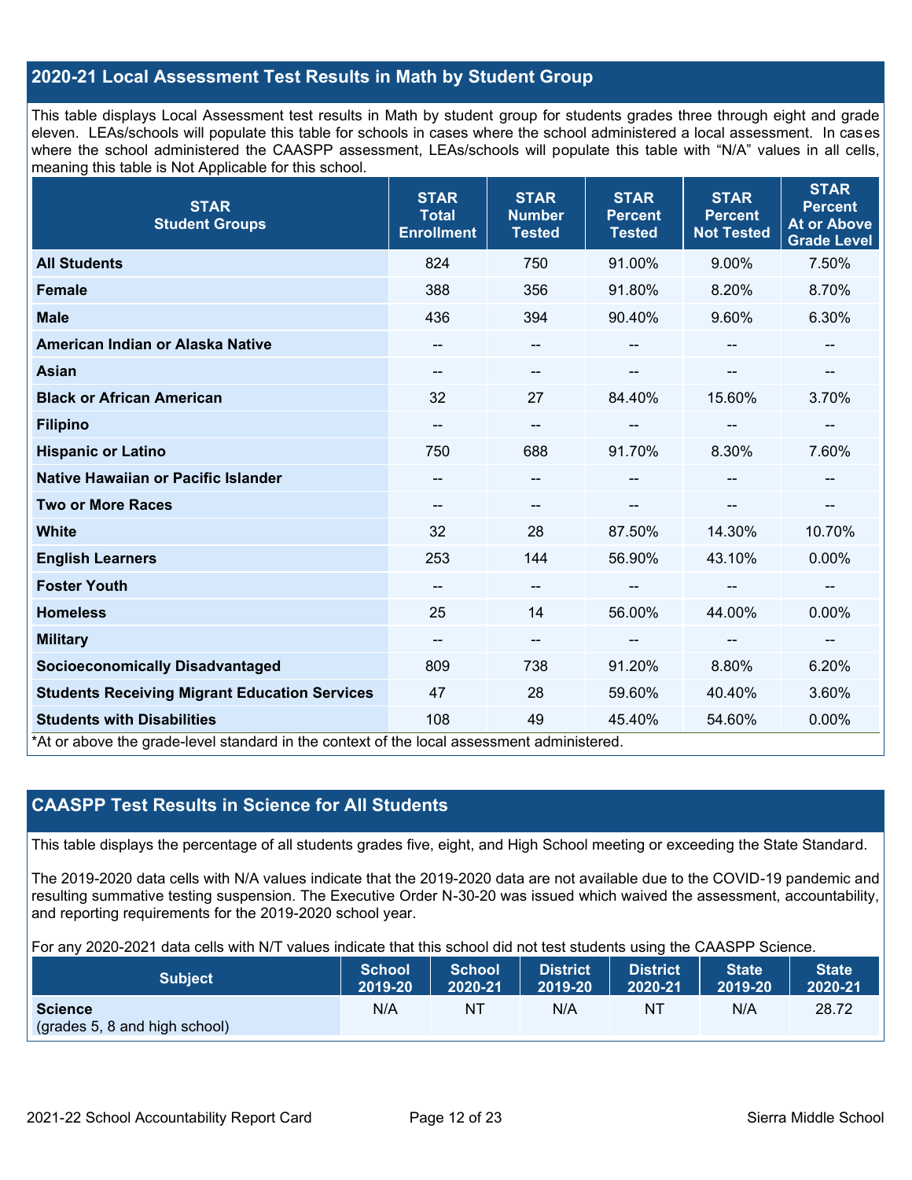## 2020-21 Local Assessment Test Results in Math by Student Group

This table displays Local Assessment test results in Math by student group for students grades three through eight and grade eleven. LEAs/schools will populate this table for schools in cases where the school administered a local assessment. In cases where the school administered the CAASPP assessment, LEAs/schools will populate this table with "N/A" values in all cells, meaning this table is Not Applicable for this school.

| STAR Student Groups | STAR Total Enrollment | STAR Number Tested | STAR Percent Tested | STAR Percent Not Tested | STAR Percent At or Above Grade Level |
|---|---|---|---|---|---|
| **All Students** | 824 | 750 | 91.00% | 9.00% | 7.50% |
| **Female** | 388 | 356 | 91.80% | 8.20% | 8.70% |
| **Male** | 436 | 394 | 90.40% | 9.60% | 6.30% |
| **American Indian or Alaska Native** | -- | -- | -- | -- | -- |
| **Asian** | -- | -- | -- | -- | -- |
| **Black or African American** | 32 | 27 | 84.40% | 15.60% | 3.70% |
| **Filipino** | -- | -- | -- | -- | -- |
| **Hispanic or Latino** | 750 | 688 | 91.70% | 8.30% | 7.60% |
| **Native Hawaiian or Pacific Islander** | -- | -- | -- | -- | -- |
| **Two or More Races** | -- | -- | -- | -- | -- |
| **White** | 32 | 28 | 87.50% | 14.30% | 10.70% |
| **English Learners** | 253 | 144 | 56.90% | 43.10% | 0.00% |
| **Foster Youth** | -- | -- | -- | -- | -- |
| **Homeless** | 25 | 14 | 56.00% | 44.00% | 0.00% |
| **Military** | -- | -- | -- | -- | -- |
| **Socioeconomically Disadvantaged** | 809 | 738 | 91.20% | 8.80% | 6.20% |
| **Students Receiving Migrant Education Services** | 47 | 28 | 59.60% | 40.40% | 3.60% |
| **Students with Disabilities** | 108 | 49 | 45.40% | 54.60% | 0.00% |

*At or above the grade-level standard in the context of the local assessment administered.

## CAASPP Test Results in Science for All Students

This table displays the percentage of all students grades five, eight, and High School meeting or exceeding the State Standard.

The 2019-2020 data cells with N/A values indicate that the 2019-2020 data are not available due to the COVID-19 pandemic and resulting summative testing suspension. The Executive Order N-30-20 was issued which waived the assessment, accountability, and reporting requirements for the 2019-2020 school year.

For any 2020-2021 data cells with N/T values indicate that this school did not test students using the CAASPP Science.

| Subject | School 2019-20 | School 2020-21 | District 2019-20 | District 2020-21 | State 2019-20 | State 2020-21 |
|---|---|---|---|---|---|---|
| **Science** (grades 5, 8 and high school) | N/A | NT | N/A | NT | N/A | 28.72 |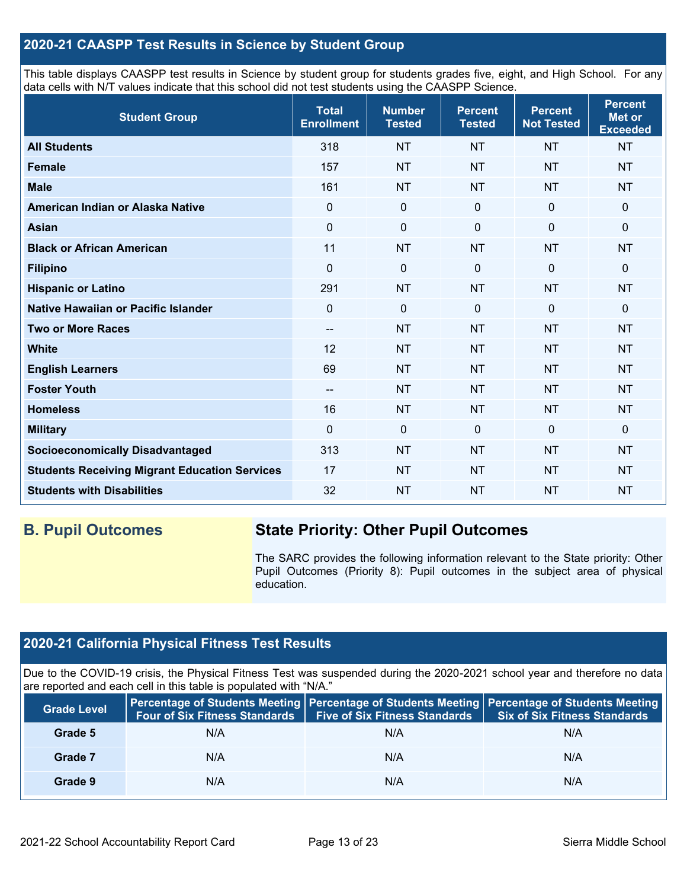## 2020-21 CAASPP Test Results in Science by Student Group

This table displays CAASPP test results in Science by student group for students grades five, eight, and High School. For any data cells with N/T values indicate that this school did not test students using the CAASPP Science.

| Student Group | Total Enrollment | Number Tested | Percent Tested | Percent Not Tested | Percent Met or Exceeded |
|---|---|---|---|---|---|
| **All Students** | 318 | NT | NT | NT | NT |
| **Female** | 157 | NT | NT | NT | NT |
| **Male** | 161 | NT | NT | NT | NT |
| **American Indian or Alaska Native** | 0 | 0 | 0 | 0 | 0 |
| **Asian** | 0 | 0 | 0 | 0 | 0 |
| **Black or African American** | 11 | NT | NT | NT | NT |
| **Filipino** | 0 | 0 | 0 | 0 | 0 |
| **Hispanic or Latino** | 291 | NT | NT | NT | NT |
| **Native Hawaiian or Pacific Islander** | 0 | 0 | 0 | 0 | 0 |
| **Two or More Races** | -- | NT | NT | NT | NT |
| **White** | 12 | NT | NT | NT | NT |
| **English Learners** | 69 | NT | NT | NT | NT |
| **Foster Youth** | -- | NT | NT | NT | NT |
| **Homeless** | 16 | NT | NT | NT | NT |
| **Military** | 0 | 0 | 0 | 0 | 0 |
| **Socioeconomically Disadvantaged** | 313 | NT | NT | NT | NT |
| **Students Receiving Migrant Education Services** | 17 | NT | NT | NT | NT |
| **Students with Disabilities** | 32 | NT | NT | NT | NT |

## B. Pupil Outcomes

### State Priority: Other Pupil Outcomes

The SARC provides the following information relevant to the State priority: Other Pupil Outcomes (Priority 8): Pupil outcomes in the subject area of physical education.

## 2020-21 California Physical Fitness Test Results

Due to the COVID-19 crisis, the Physical Fitness Test was suspended during the 2020-2021 school year and therefore no data are reported and each cell in this table is populated with "N/A."

| Grade Level | Percentage of Students Meeting Four of Six Fitness Standards | Percentage of Students Meeting Five of Six Fitness Standards | Percentage of Students Meeting Six of Six Fitness Standards |
|---|---|---|---|
| **Grade 5** | N/A | N/A | N/A |
| **Grade 7** | N/A | N/A | N/A |
| **Grade 9** | N/A | N/A | N/A |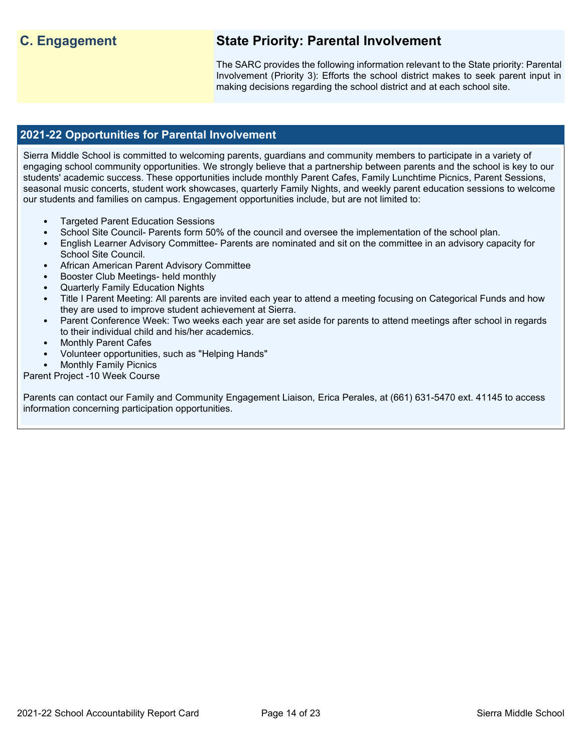## C. Engagement

## State Priority: Parental Involvement

The SARC provides the following information relevant to the State priority: Parental Involvement (Priority 3): Efforts the school district makes to seek parent input in making decisions regarding the school district and at each school site.

### 2021-22 Opportunities for Parental Involvement

Sierra Middle School is committed to welcoming parents, guardians and community members to participate in a variety of engaging school community opportunities. We strongly believe that a partnership between parents and the school is key to our students' academic success. These opportunities include monthly Parent Cafes, Family Lunchtime Picnics, Parent Sessions, seasonal music concerts, student work showcases, quarterly Family Nights, and weekly parent education sessions to welcome our students and families on campus. Engagement opportunities include, but are not limited to:

- Targeted Parent Education Sessions
- School Site Council- Parents form 50% of the council and oversee the implementation of the school plan.
- English Learner Advisory Committee- Parents are nominated and sit on the committee in an advisory capacity for School Site Council.
- African American Parent Advisory Committee
- Booster Club Meetings- held monthly
- Quarterly Family Education Nights
- Title I Parent Meeting: All parents are invited each year to attend a meeting focusing on Categorical Funds and how they are used to improve student achievement at Sierra.
- Parent Conference Week: Two weeks each year are set aside for parents to attend meetings after school in regards to their individual child and his/her academics.
- Monthly Parent Cafes
- Volunteer opportunities, such as "Helping Hands"
- Monthly Family Picnics

Parent Project -10 Week Course

Parents can contact our Family and Community Engagement Liaison, Erica Perales, at (661) 631-5470 ext. 41145 to access information concerning participation opportunities.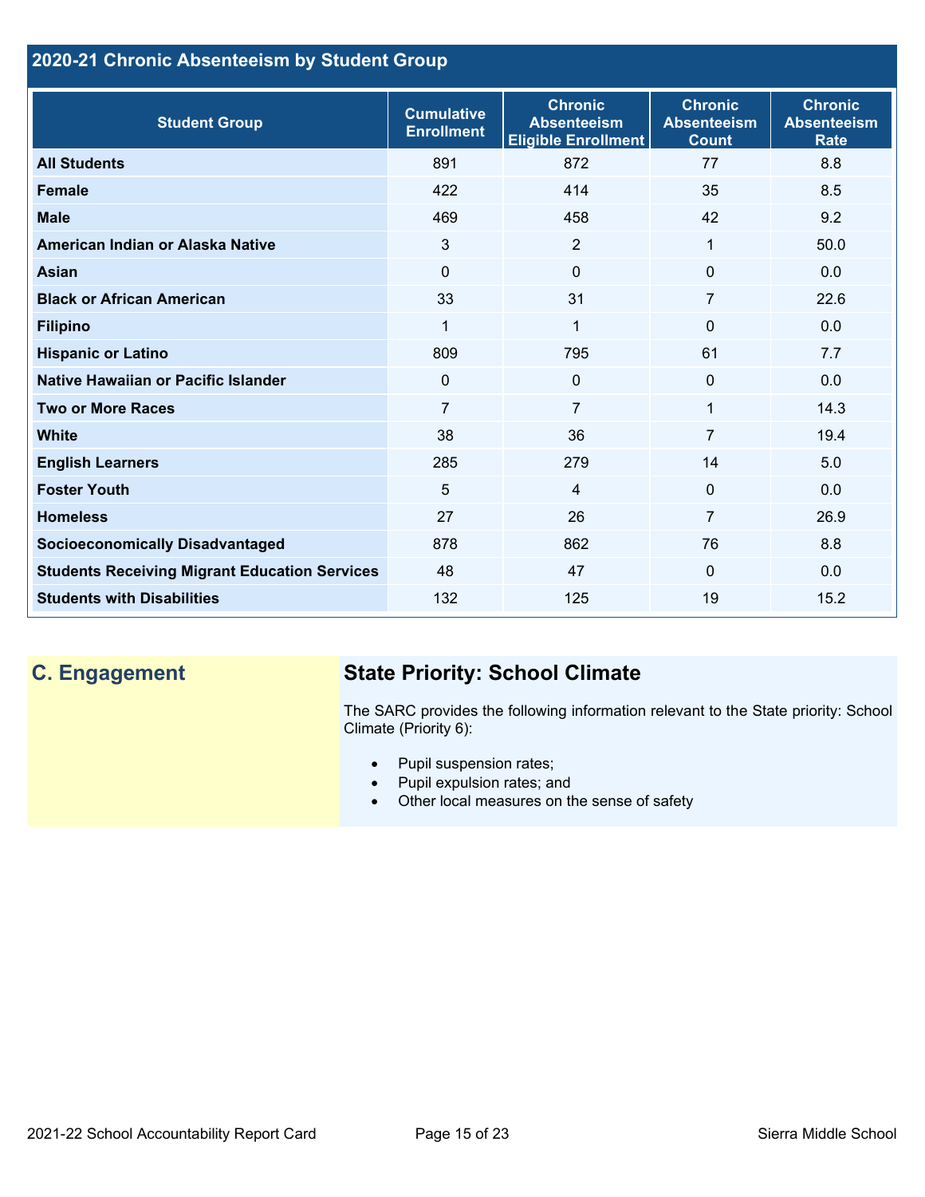## 2020-21 Chronic Absenteeism by Student Group

| Student Group | Cumulative Enrollment | Chronic Absenteeism Eligible Enrollment | Chronic Absenteeism Count | Chronic Absenteeism Rate |
|---|---|---|---|---|
| **All Students** | 891 | 872 | 77 | 8.8 |
| **Female** | 422 | 414 | 35 | 8.5 |
| **Male** | 469 | 458 | 42 | 9.2 |
| **American Indian or Alaska Native** | 3 | 2 | 1 | 50.0 |
| **Asian** | 0 | 0 | 0 | 0.0 |
| **Black or African American** | 33 | 31 | 7 | 22.6 |
| **Filipino** | 1 | 1 | 0 | 0.0 |
| **Hispanic or Latino** | 809 | 795 | 61 | 7.7 |
| **Native Hawaiian or Pacific Islander** | 0 | 0 | 0 | 0.0 |
| **Two or More Races** | 7 | 7 | 1 | 14.3 |
| **White** | 38 | 36 | 7 | 19.4 |
| **English Learners** | 285 | 279 | 14 | 5.0 |
| **Foster Youth** | 5 | 4 | 0 | 0.0 |
| **Homeless** | 27 | 26 | 7 | 26.9 |
| **Socioeconomically Disadvantaged** | 878 | 862 | 76 | 8.8 |
| **Students Receiving Migrant Education Services** | 48 | 47 | 0 | 0.0 |
| **Students with Disabilities** | 132 | 125 | 19 | 15.2 |

## C. Engagement

### State Priority: School Climate

The SARC provides the following information relevant to the State priority: School Climate (Priority 6):

- Pupil suspension rates;
- Pupil expulsion rates; and
- Other local measures on the sense of safety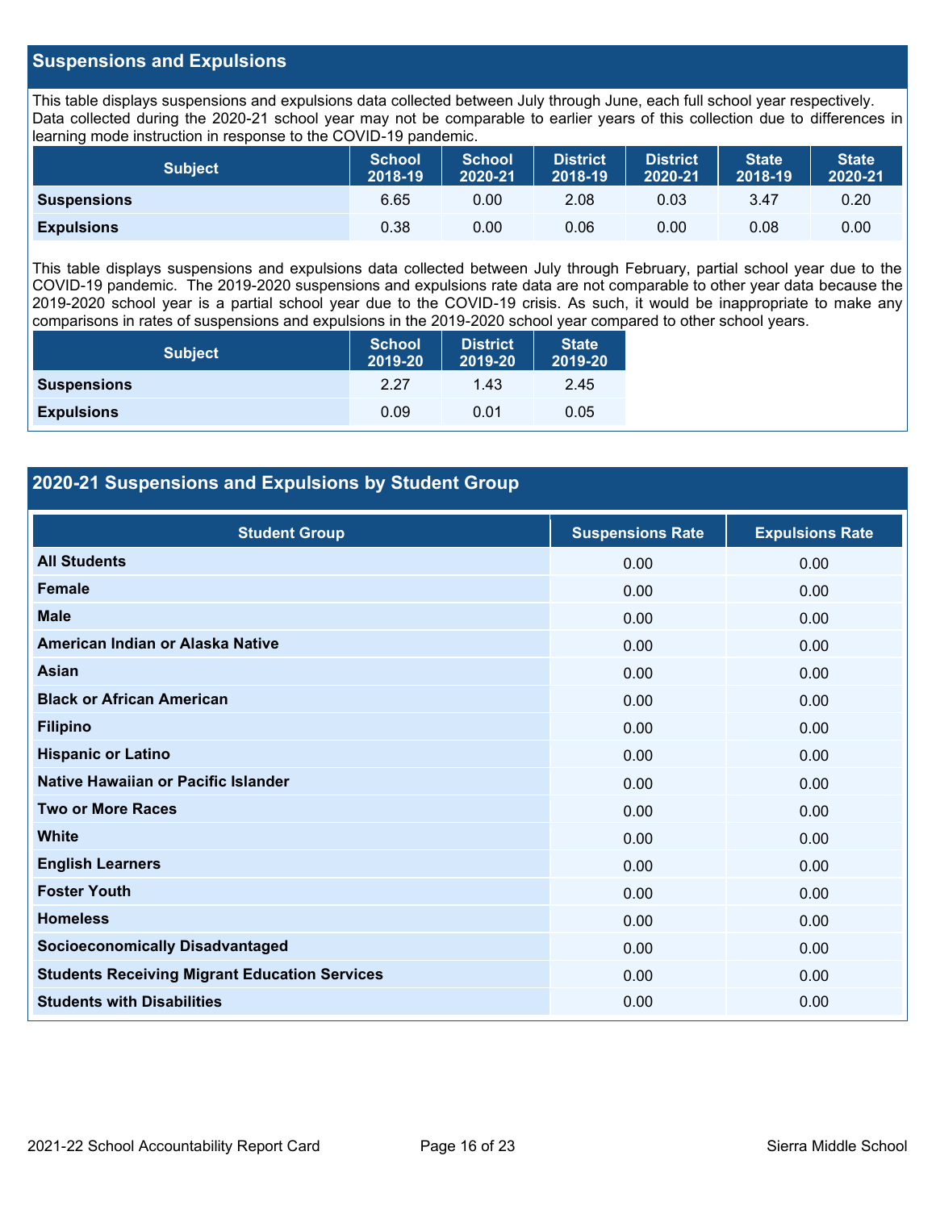## Suspensions and Expulsions

This table displays suspensions and expulsions data collected between July through June, each full school year respectively. Data collected during the 2020-21 school year may not be comparable to earlier years of this collection due to differences in learning mode instruction in response to the COVID-19 pandemic.

| Subject | School 2018-19 | School 2020-21 | District 2018-19 | District 2020-21 | State 2018-19 | State 2020-21 |
|---|---|---|---|---|---|---|
| **Suspensions** | 6.65 | 0.00 | 2.08 | 0.03 | 3.47 | 0.20 |
| **Expulsions** | 0.38 | 0.00 | 0.06 | 0.00 | 0.08 | 0.00 |

This table displays suspensions and expulsions data collected between July through February, partial school year due to the COVID-19 pandemic. The 2019-2020 suspensions and expulsions rate data are not comparable to other year data because the 2019-2020 school year is a partial school year due to the COVID-19 crisis. As such, it would be inappropriate to make any comparisons in rates of suspensions and expulsions in the 2019-2020 school year compared to other school years.

| Subject | School 2019-20 | District 2019-20 | State 2019-20 |
|---|---|---|---|
| **Suspensions** | 2.27 | 1.43 | 2.45 |
| **Expulsions** | 0.09 | 0.01 | 0.05 |

## 2020-21 Suspensions and Expulsions by Student Group

| Student Group | Suspensions Rate | Expulsions Rate |
|---|---|---|
| **All Students** | 0.00 | 0.00 |
| **Female** | 0.00 | 0.00 |
| **Male** | 0.00 | 0.00 |
| **American Indian or Alaska Native** | 0.00 | 0.00 |
| **Asian** | 0.00 | 0.00 |
| **Black or African American** | 0.00 | 0.00 |
| **Filipino** | 0.00 | 0.00 |
| **Hispanic or Latino** | 0.00 | 0.00 |
| **Native Hawaiian or Pacific Islander** | 0.00 | 0.00 |
| **Two or More Races** | 0.00 | 0.00 |
| **White** | 0.00 | 0.00 |
| **English Learners** | 0.00 | 0.00 |
| **Foster Youth** | 0.00 | 0.00 |
| **Homeless** | 0.00 | 0.00 |
| **Socioeconomically Disadvantaged** | 0.00 | 0.00 |
| **Students Receiving Migrant Education Services** | 0.00 | 0.00 |
| **Students with Disabilities** | 0.00 | 0.00 |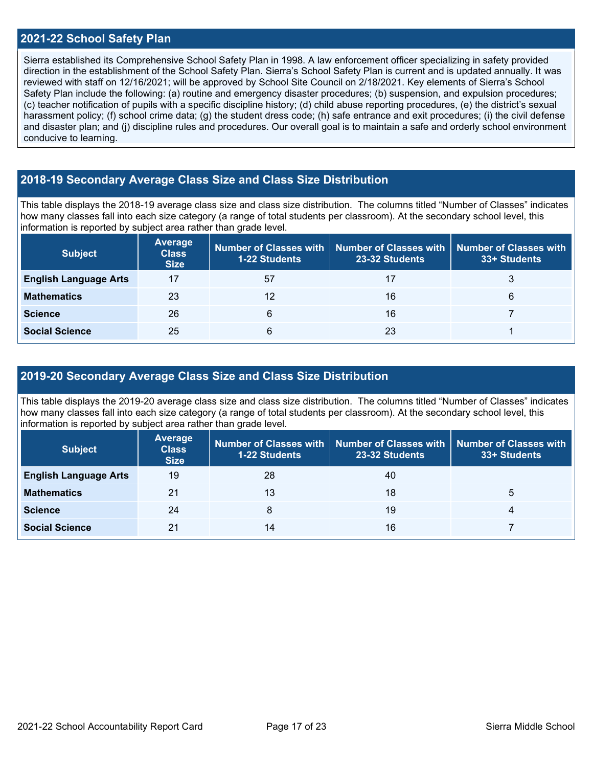## 2021-22 School Safety Plan

Sierra established its Comprehensive School Safety Plan in 1998. A law enforcement officer specializing in safety provided direction in the establishment of the School Safety Plan. Sierra's School Safety Plan is current and is updated annually. It was reviewed with staff on 12/16/2021; will be approved by School Site Council on 2/18/2021. Key elements of Sierra's School Safety Plan include the following: (a) routine and emergency disaster procedures; (b) suspension, and expulsion procedures; (c) teacher notification of pupils with a specific discipline history; (d) child abuse reporting procedures, (e) the district's sexual harassment policy; (f) school crime data; (g) the student dress code; (h) safe entrance and exit procedures; (i) the civil defense and disaster plan; and (j) discipline rules and procedures. Our overall goal is to maintain a safe and orderly school environment conducive to learning.

## 2018-19 Secondary Average Class Size and Class Size Distribution

This table displays the 2018-19 average class size and class size distribution. The columns titled "Number of Classes" indicates how many classes fall into each size category (a range of total students per classroom). At the secondary school level, this information is reported by subject area rather than grade level.

| Subject | Average Class Size | Number of Classes with 1-22 Students | Number of Classes with 23-32 Students | Number of Classes with 33+ Students |
|---|---|---|---|---|
| **English Language Arts** | 17 | 57 | 17 | 3 |
| **Mathematics** | 23 | 12 | 16 | 6 |
| **Science** | 26 | 6 | 16 | 7 |
| **Social Science** | 25 | 6 | 23 | 1 |

## 2019-20 Secondary Average Class Size and Class Size Distribution

This table displays the 2019-20 average class size and class size distribution. The columns titled "Number of Classes" indicates how many classes fall into each size category (a range of total students per classroom). At the secondary school level, this information is reported by subject area rather than grade level.

| Subject | Average Class Size | Number of Classes with 1-22 Students | Number of Classes with 23-32 Students | Number of Classes with 33+ Students |
|---|---|---|---|---|
| **English Language Arts** | 19 | 28 | 40 | |
| **Mathematics** | 21 | 13 | 18 | 5 |
| **Science** | 24 | 8 | 19 | 4 |
| **Social Science** | 21 | 14 | 16 | 7 |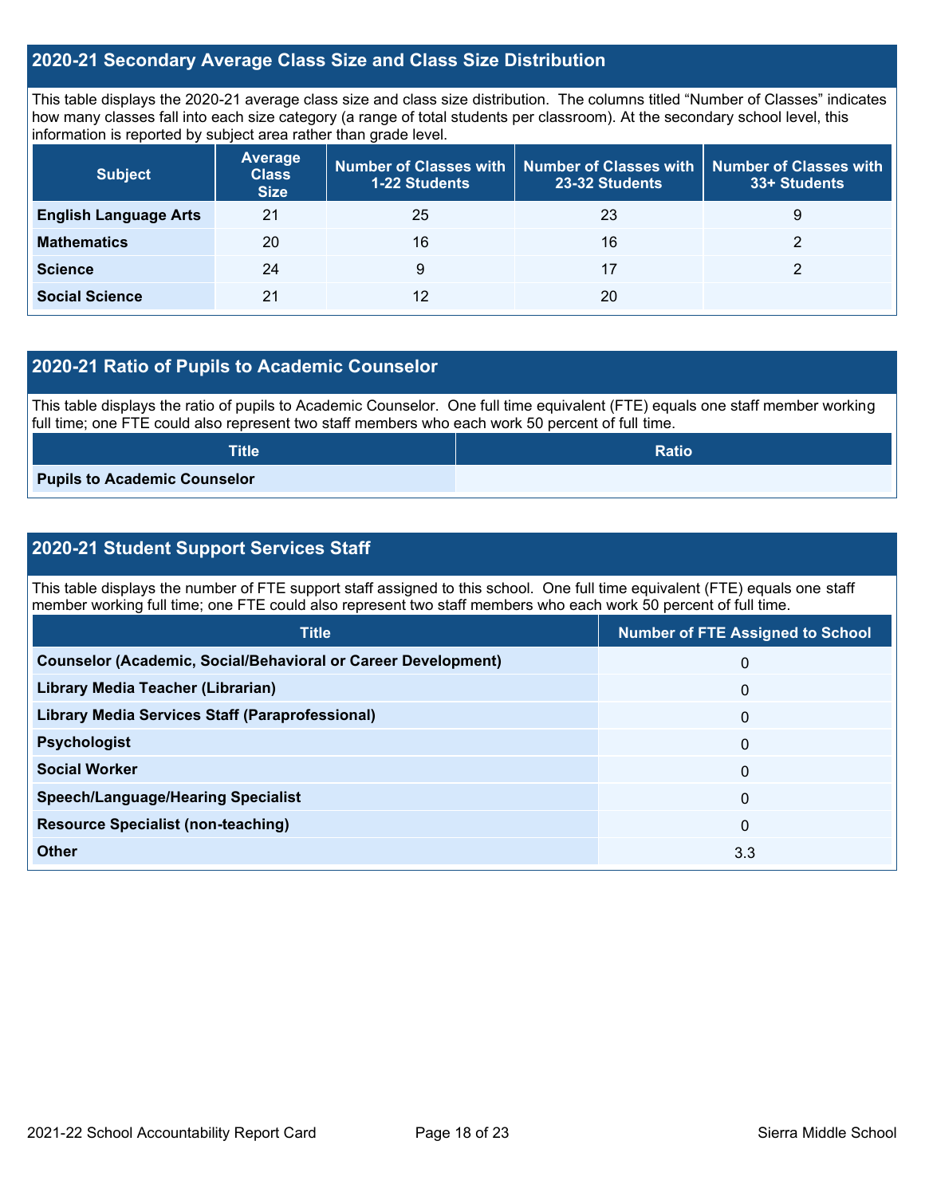## 2020-21 Secondary Average Class Size and Class Size Distribution

This table displays the 2020-21 average class size and class size distribution. The columns titled "Number of Classes" indicates how many classes fall into each size category (a range of total students per classroom). At the secondary school level, this information is reported by subject area rather than grade level.

| Subject | Average Class Size | Number of Classes with 1-22 Students | Number of Classes with 23-32 Students | Number of Classes with 33+ Students |
|---|---|---|---|---|
| **English Language Arts** | 21 | 25 | 23 | 9 |
| **Mathematics** | 20 | 16 | 16 | 2 |
| **Science** | 24 | 9 | 17 | 2 |
| **Social Science** | 21 | 12 | 20 | |

## 2020-21 Ratio of Pupils to Academic Counselor

This table displays the ratio of pupils to Academic Counselor. One full time equivalent (FTE) equals one staff member working full time; one FTE could also represent two staff members who each work 50 percent of full time.

| Title | Ratio |
|---|---|
| **Pupils to Academic Counselor** | |

## 2020-21 Student Support Services Staff

This table displays the number of FTE support staff assigned to this school. One full time equivalent (FTE) equals one staff member working full time; one FTE could also represent two staff members who each work 50 percent of full time.

| Title | Number of FTE Assigned to School |
|---|---|
| **Counselor (Academic, Social/Behavioral or Career Development)** | 0 |
| **Library Media Teacher (Librarian)** | 0 |
| **Library Media Services Staff (Paraprofessional)** | 0 |
| **Psychologist** | 0 |
| **Social Worker** | 0 |
| **Speech/Language/Hearing Specialist** | 0 |
| **Resource Specialist (non-teaching)** | 0 |
| **Other** | 3.3 |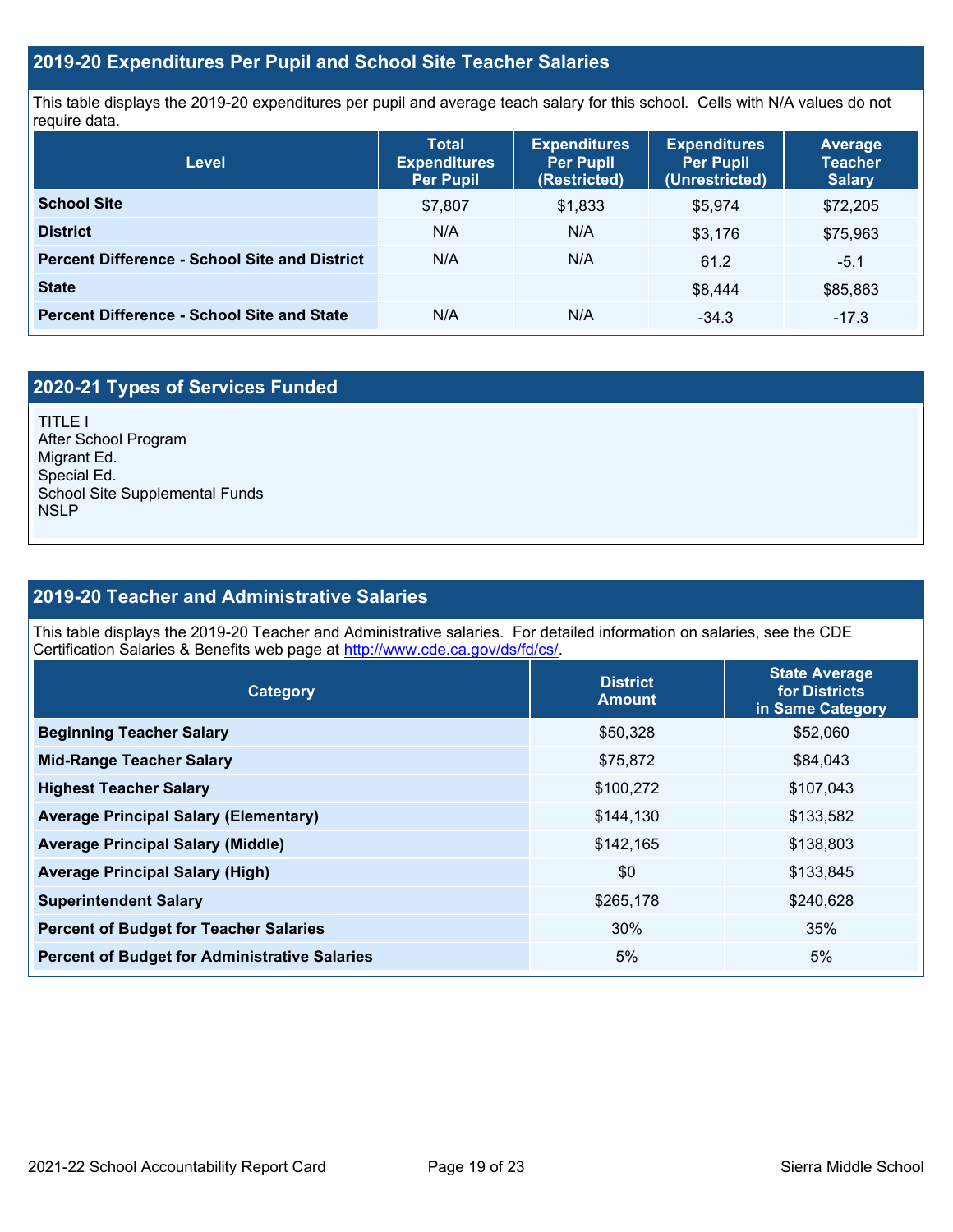## 2019-20 Expenditures Per Pupil and School Site Teacher Salaries

This table displays the 2019-20 expenditures per pupil and average teach salary for this school. Cells with N/A values do not require data.

| Level | Total Expenditures Per Pupil | Expenditures Per Pupil (Restricted) | Expenditures Per Pupil (Unrestricted) | Average Teacher Salary |
|---|---|---|---|---|
| **School Site** | $7,807 | $1,833 | $5,974 | $72,205 |
| **District** | N/A | N/A | $3,176 | $75,963 |
| **Percent Difference - School Site and District** | N/A | N/A | 61.2 | -5.1 |
| **State** | | | $8,444 | $85,863 |
| **Percent Difference - School Site and State** | N/A | N/A | -34.3 | -17.3 |

## 2020-21 Types of Services Funded

TITLE I
After School Program
Migrant Ed.
Special Ed.
School Site Supplemental Funds
NSLP

## 2019-20 Teacher and Administrative Salaries

This table displays the 2019-20 Teacher and Administrative salaries. For detailed information on salaries, see the CDE Certification Salaries & Benefits web page at http://www.cde.ca.gov/ds/fd/cs/.

| Category | District Amount | State Average for Districts in Same Category |
|---|---|---|
| **Beginning Teacher Salary** | $50,328 | $52,060 |
| **Mid-Range Teacher Salary** | $75,872 | $84,043 |
| **Highest Teacher Salary** | $100,272 | $107,043 |
| **Average Principal Salary (Elementary)** | $144,130 | $133,582 |
| **Average Principal Salary (Middle)** | $142,165 | $138,803 |
| **Average Principal Salary (High)** | $0 | $133,845 |
| **Superintendent Salary** | $265,178 | $240,628 |
| **Percent of Budget for Teacher Salaries** | 30% | 35% |
| **Percent of Budget for Administrative Salaries** | 5% | 5% |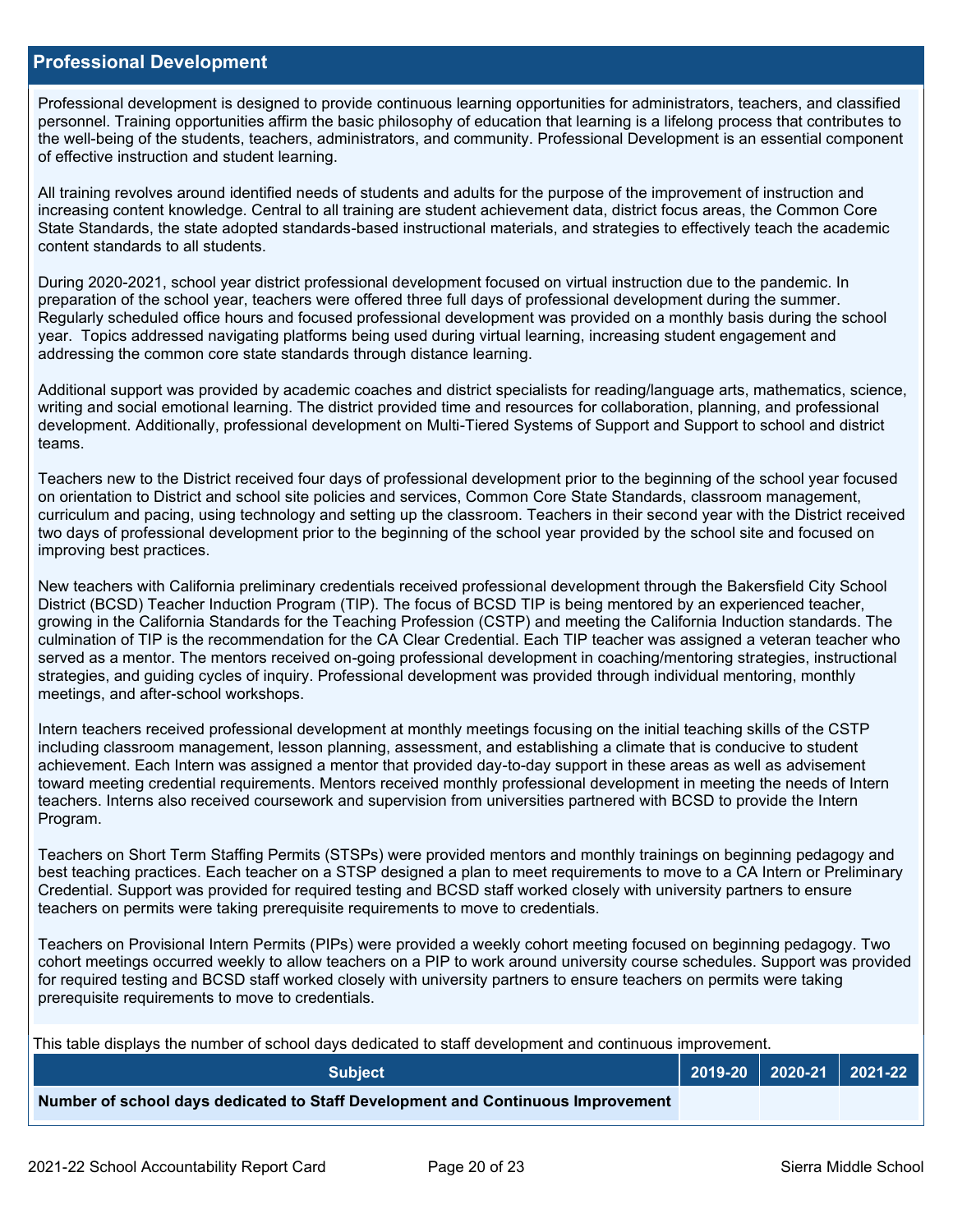## Professional Development

Professional development is designed to provide continuous learning opportunities for administrators, teachers, and classified personnel. Training opportunities affirm the basic philosophy of education that learning is a lifelong process that contributes to the well-being of the students, teachers, administrators, and community. Professional Development is an essential component of effective instruction and student learning.

All training revolves around identified needs of students and adults for the purpose of the improvement of instruction and increasing content knowledge. Central to all training are student achievement data, district focus areas, the Common Core State Standards, the state adopted standards-based instructional materials, and strategies to effectively teach the academic content standards to all students.

During 2020-2021, school year district professional development focused on virtual instruction due to the pandemic. In preparation of the school year, teachers were offered three full days of professional development during the summer. Regularly scheduled office hours and focused professional development was provided on a monthly basis during the school year. Topics addressed navigating platforms being used during virtual learning, increasing student engagement and addressing the common core state standards through distance learning.

Additional support was provided by academic coaches and district specialists for reading/language arts, mathematics, science, writing and social emotional learning. The district provided time and resources for collaboration, planning, and professional development. Additionally, professional development on Multi-Tiered Systems of Support and Support to school and district teams.

Teachers new to the District received four days of professional development prior to the beginning of the school year focused on orientation to District and school site policies and services, Common Core State Standards, classroom management, curriculum and pacing, using technology and setting up the classroom. Teachers in their second year with the District received two days of professional development prior to the beginning of the school year provided by the school site and focused on improving best practices.

New teachers with California preliminary credentials received professional development through the Bakersfield City School District (BCSD) Teacher Induction Program (TIP). The focus of BCSD TIP is being mentored by an experienced teacher, growing in the California Standards for the Teaching Profession (CSTP) and meeting the California Induction standards. The culmination of TIP is the recommendation for the CA Clear Credential. Each TIP teacher was assigned a veteran teacher who served as a mentor. The mentors received on-going professional development in coaching/mentoring strategies, instructional strategies, and guiding cycles of inquiry. Professional development was provided through individual mentoring, monthly meetings, and after-school workshops.

Intern teachers received professional development at monthly meetings focusing on the initial teaching skills of the CSTP including classroom management, lesson planning, assessment, and establishing a climate that is conducive to student achievement. Each Intern was assigned a mentor that provided day-to-day support in these areas as well as advisement toward meeting credential requirements. Mentors received monthly professional development in meeting the needs of Intern teachers. Interns also received coursework and supervision from universities partnered with BCSD to provide the Intern Program.

Teachers on Short Term Staffing Permits (STSPs) were provided mentors and monthly trainings on beginning pedagogy and best teaching practices. Each teacher on a STSP designed a plan to meet requirements to move to a CA Intern or Preliminary Credential. Support was provided for required testing and BCSD staff worked closely with university partners to ensure teachers on permits were taking prerequisite requirements to move to credentials.

Teachers on Provisional Intern Permits (PIPs) were provided a weekly cohort meeting focused on beginning pedagogy. Two cohort meetings occurred weekly to allow teachers on a PIP to work around university course schedules. Support was provided for required testing and BCSD staff worked closely with university partners to ensure teachers on permits were taking prerequisite requirements to move to credentials.

This table displays the number of school days dedicated to staff development and continuous improvement.

| Subject | 2019-20 | 2020-21 | 2021-22 |
|---|---|---|---|
| **Number of school days dedicated to Staff Development and Continuous Improvement** | | | |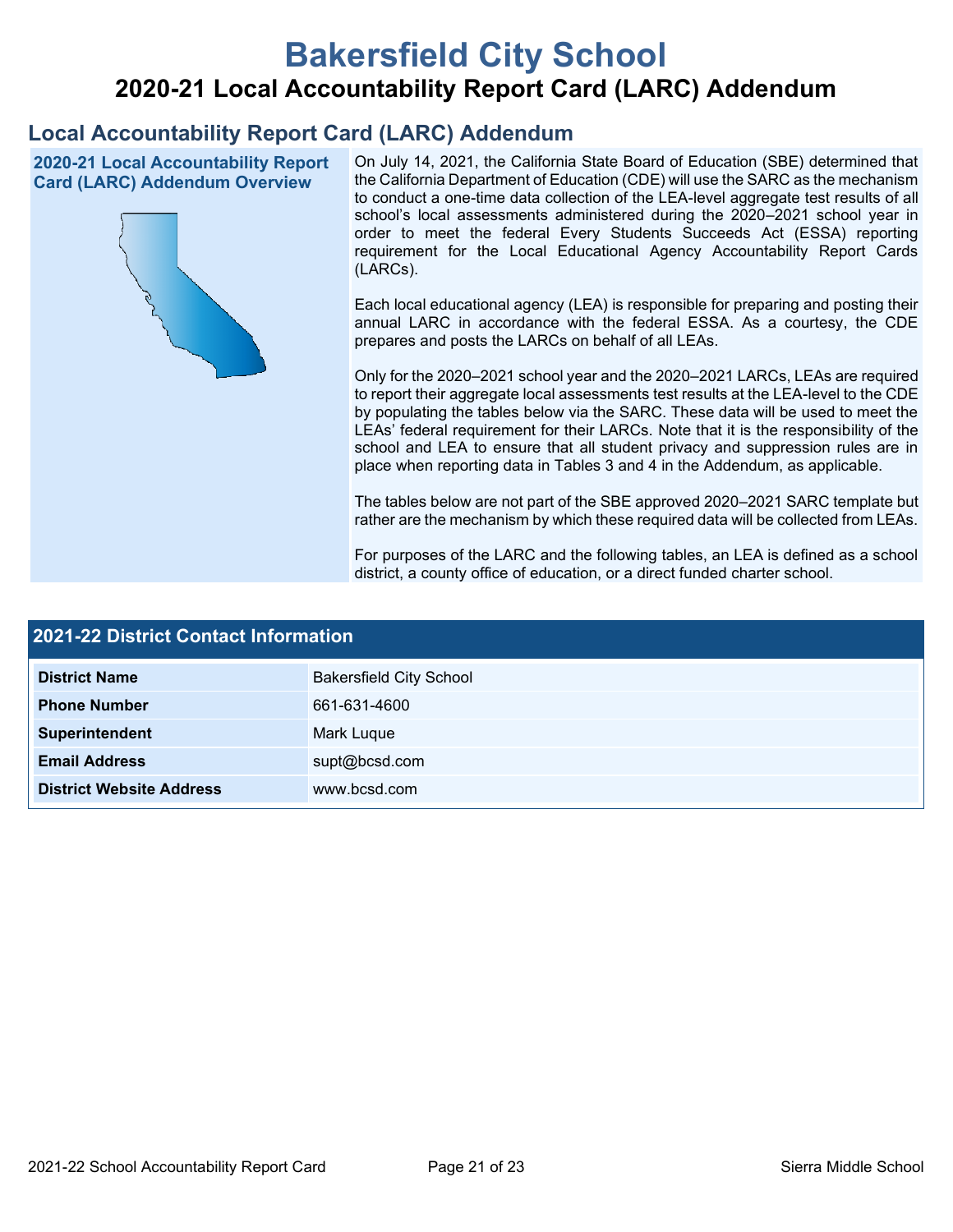# Bakersfield City School

## 2020-21 Local Accountability Report Card (LARC) Addendum

## Local Accountability Report Card (LARC) Addendum

### 2020-21 Local Accountability Report Card (LARC) Addendum Overview

On July 14, 2021, the California State Board of Education (SBE) determined that the California Department of Education (CDE) will use the SARC as the mechanism to conduct a one-time data collection of the LEA-level aggregate test results of all school's local assessments administered during the 2020–2021 school year in order to meet the federal Every Students Succeeds Act (ESSA) reporting requirement for the Local Educational Agency Accountability Report Cards (LARCs).

Each local educational agency (LEA) is responsible for preparing and posting their annual LARC in accordance with the federal ESSA. As a courtesy, the CDE prepares and posts the LARCs on behalf of all LEAs.

Only for the 2020–2021 school year and the 2020–2021 LARCs, LEAs are required to report their aggregate local assessments test results at the LEA-level to the CDE by populating the tables below via the SARC. These data will be used to meet the LEAs' federal requirement for their LARCs. Note that it is the responsibility of the school and LEA to ensure that all student privacy and suppression rules are in place when reporting data in Tables 3 and 4 in the Addendum, as applicable.

The tables below are not part of the SBE approved 2020–2021 SARC template but rather are the mechanism by which these required data will be collected from LEAs.

For purposes of the LARC and the following tables, an LEA is defined as a school district, a county office of education, or a direct funded charter school.

### 2021-22 District Contact Information

| 2021-22 District Contact Information | |
|---|---|
| **District Name** | Bakersfield City School |
| **Phone Number** | 661-631-4600 |
| **Superintendent** | Mark Luque |
| **Email Address** | supt@bcsd.com |
| **District Website Address** | www.bcsd.com |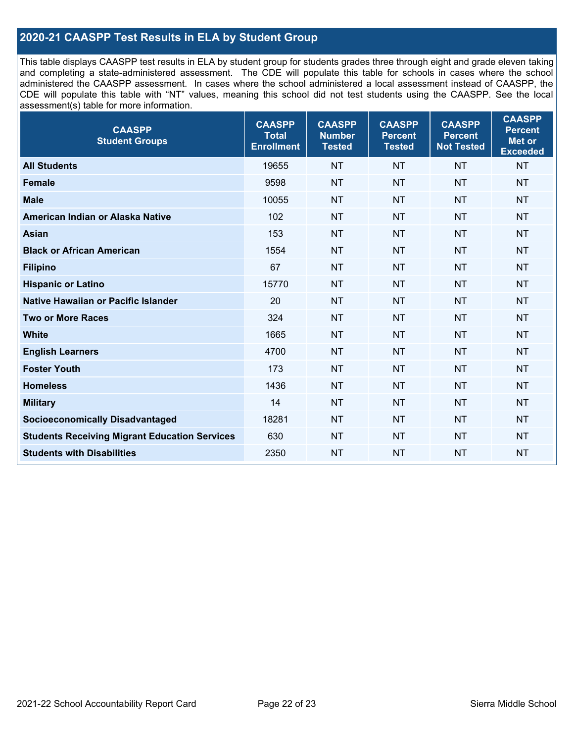## 2020-21 CAASPP Test Results in ELA by Student Group

This table displays CAASPP test results in ELA by student group for students grades three through eight and grade eleven taking and completing a state-administered assessment. The CDE will populate this table for schools in cases where the school administered the CAASPP assessment. In cases where the school administered a local assessment instead of CAASPP, the CDE will populate this table with "NT" values, meaning this school did not test students using the CAASPP. See the local assessment(s) table for more information.

| CAASPP Student Groups | CAASPP Total Enrollment | CAASPP Number Tested | CAASPP Percent Tested | CAASPP Percent Not Tested | CAASPP Percent Met or Exceeded |
|---|---|---|---|---|---|
| **All Students** | 19655 | NT | NT | NT | NT |
| **Female** | 9598 | NT | NT | NT | NT |
| **Male** | 10055 | NT | NT | NT | NT |
| **American Indian or Alaska Native** | 102 | NT | NT | NT | NT |
| **Asian** | 153 | NT | NT | NT | NT |
| **Black or African American** | 1554 | NT | NT | NT | NT |
| **Filipino** | 67 | NT | NT | NT | NT |
| **Hispanic or Latino** | 15770 | NT | NT | NT | NT |
| **Native Hawaiian or Pacific Islander** | 20 | NT | NT | NT | NT |
| **Two or More Races** | 324 | NT | NT | NT | NT |
| **White** | 1665 | NT | NT | NT | NT |
| **English Learners** | 4700 | NT | NT | NT | NT |
| **Foster Youth** | 173 | NT | NT | NT | NT |
| **Homeless** | 1436 | NT | NT | NT | NT |
| **Military** | 14 | NT | NT | NT | NT |
| **Socioeconomically Disadvantaged** | 18281 | NT | NT | NT | NT |
| **Students Receiving Migrant Education Services** | 630 | NT | NT | NT | NT |
| **Students with Disabilities** | 2350 | NT | NT | NT | NT |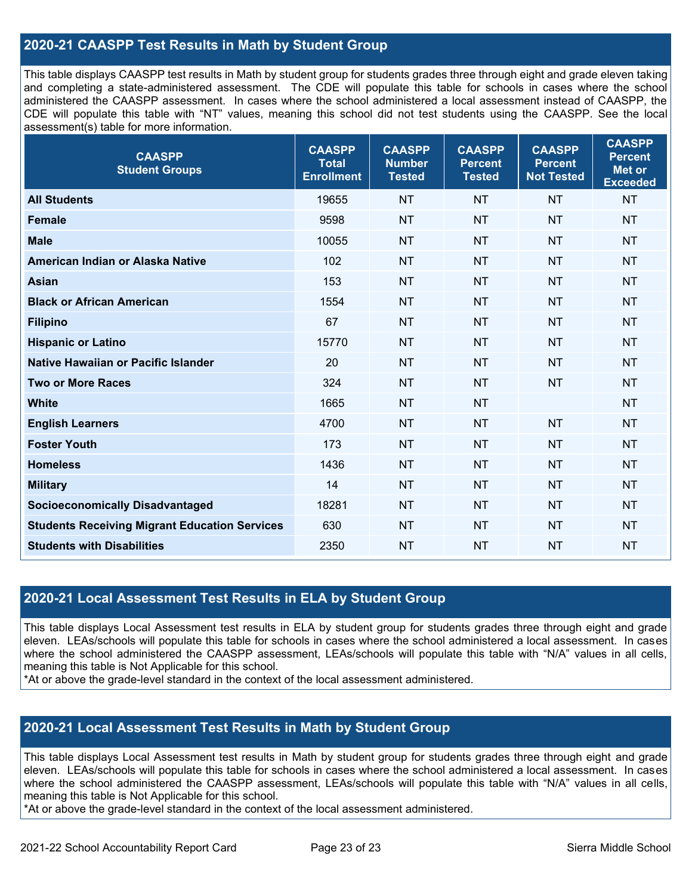## 2020-21 CAASPP Test Results in Math by Student Group

This table displays CAASPP test results in Math by student group for students grades three through eight and grade eleven taking and completing a state-administered assessment. The CDE will populate this table for schools in cases where the school administered the CAASPP assessment. In cases where the school administered a local assessment instead of CAASPP, the CDE will populate this table with "NT" values, meaning this school did not test students using the CAASPP. See the local assessment(s) table for more information.

| CAASPP Student Groups | CAASPP Total Enrollment | CAASPP Number Tested | CAASPP Percent Tested | CAASPP Percent Not Tested | CAASPP Percent Met or Exceeded |
|---|---|---|---|---|---|
| All Students | 19655 | NT | NT | NT | NT |
| Female | 9598 | NT | NT | NT | NT |
| Male | 10055 | NT | NT | NT | NT |
| American Indian or Alaska Native | 102 | NT | NT | NT | NT |
| Asian | 153 | NT | NT | NT | NT |
| Black or African American | 1554 | NT | NT | NT | NT |
| Filipino | 67 | NT | NT | NT | NT |
| Hispanic or Latino | 15770 | NT | NT | NT | NT |
| Native Hawaiian or Pacific Islander | 20 | NT | NT | NT | NT |
| Two or More Races | 324 | NT | NT | NT | NT |
| White | 1665 | NT | NT | | NT |
| English Learners | 4700 | NT | NT | NT | NT |
| Foster Youth | 173 | NT | NT | NT | NT |
| Homeless | 1436 | NT | NT | NT | NT |
| Military | 14 | NT | NT | NT | NT |
| Socioeconomically Disadvantaged | 18281 | NT | NT | NT | NT |
| Students Receiving Migrant Education Services | 630 | NT | NT | NT | NT |
| Students with Disabilities | 2350 | NT | NT | NT | NT |

## 2020-21 Local Assessment Test Results in ELA by Student Group

This table displays Local Assessment test results in ELA by student group for students grades three through eight and grade eleven. LEAs/schools will populate this table for schools in cases where the school administered a local assessment. In cases where the school administered the CAASPP assessment, LEAs/schools will populate this table with "N/A" values in all cells, meaning this table is Not Applicable for this school.

*At or above the grade-level standard in the context of the local assessment administered.

## 2020-21 Local Assessment Test Results in Math by Student Group

This table displays Local Assessment test results in Math by student group for students grades three through eight and grade eleven. LEAs/schools will populate this table for schools in cases where the school administered a local assessment. In cases where the school administered the CAASPP assessment, LEAs/schools will populate this table with "N/A" values in all cells, meaning this table is Not Applicable for this school.

*At or above the grade-level standard in the context of the local assessment administered.